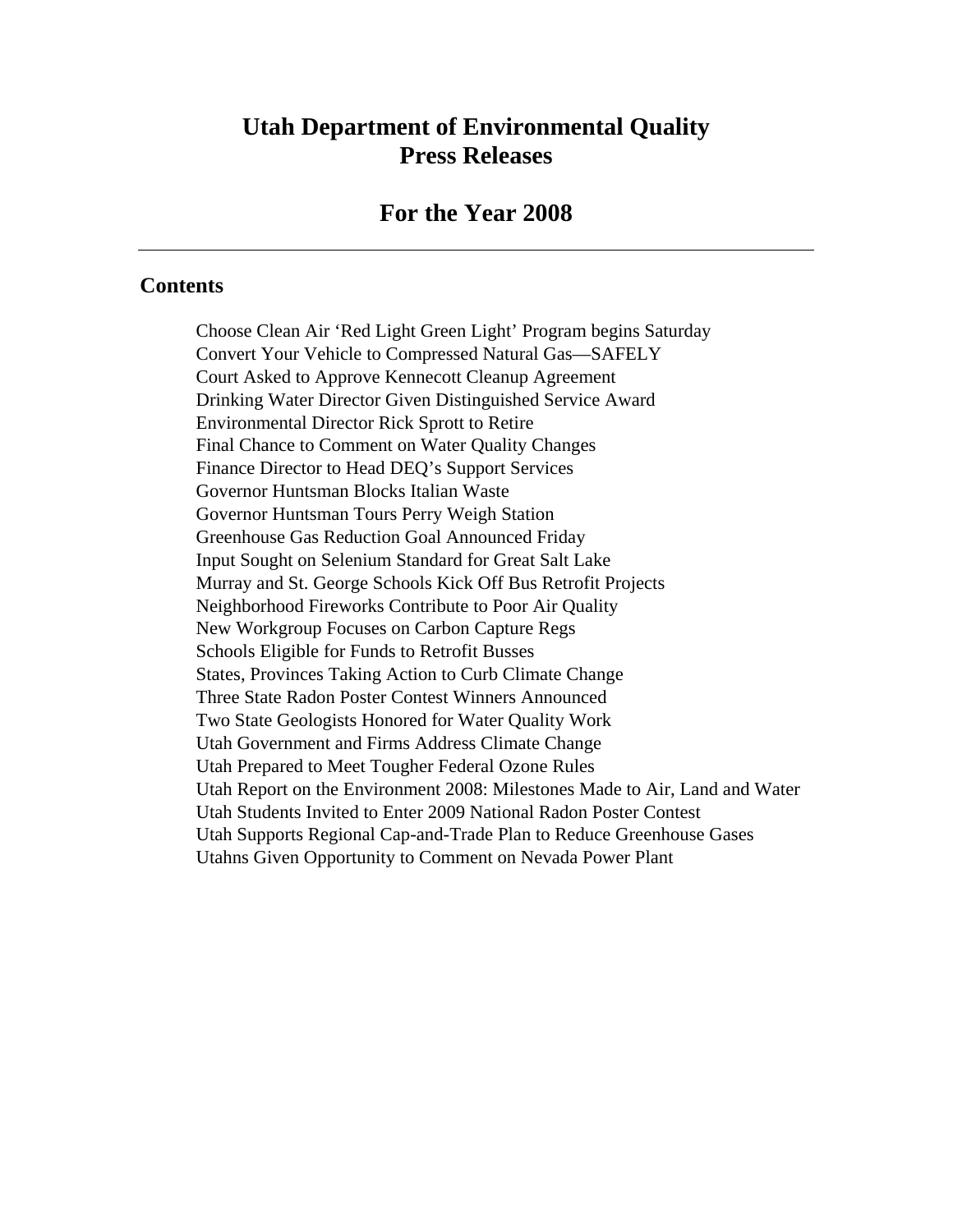# Utah Department of Environmental Quality Press Releases

## For the Year 2008

---

### Contents

Choose Clean Air 'Red Light Green Light' Program begins Saturday
Convert Your Vehicle to Compressed Natural Gas—SAFELY
Court Asked to Approve Kennecott Cleanup Agreement
Drinking Water Director Given Distinguished Service Award
Environmental Director Rick Sprott to Retire
Final Chance to Comment on Water Quality Changes
Finance Director to Head DEQ's Support Services
Governor Huntsman Blocks Italian Waste
Governor Huntsman Tours Perry Weigh Station
Greenhouse Gas Reduction Goal Announced Friday
Input Sought on Selenium Standard for Great Salt Lake
Murray and St. George Schools Kick Off Bus Retrofit Projects
Neighborhood Fireworks Contribute to Poor Air Quality
New Workgroup Focuses on Carbon Capture Regs
Schools Eligible for Funds to Retrofit Busses
States, Provinces Taking Action to Curb Climate Change
Three State Radon Poster Contest Winners Announced
Two State Geologists Honored for Water Quality Work
Utah Government and Firms Address Climate Change
Utah Prepared to Meet Tougher Federal Ozone Rules
Utah Report on the Environment 2008: Milestones Made to Air, Land and Water
Utah Students Invited to Enter 2009 National Radon Poster Contest
Utah Supports Regional Cap-and-Trade Plan to Reduce Greenhouse Gases
Utahns Given Opportunity to Comment on Nevada Power Plant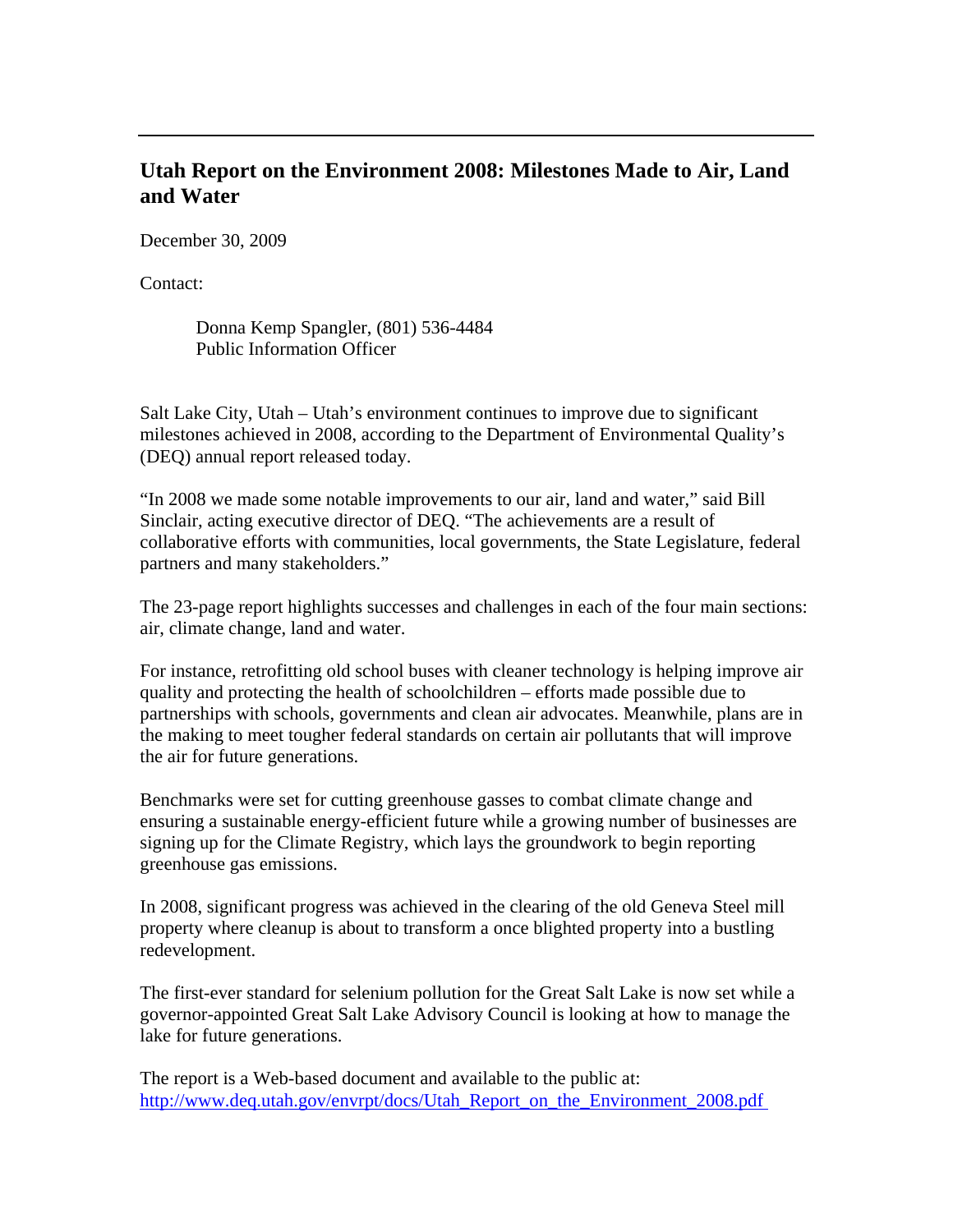---

## Utah Report on the Environment 2008: Milestones Made to Air, Land and Water

December 30, 2009

Contact:

> Donna Kemp Spangler, (801) 536-4484
> Public Information Officer

Salt Lake City, Utah – Utah's environment continues to improve due to significant milestones achieved in 2008, according to the Department of Environmental Quality's (DEQ) annual report released today.

"In 2008 we made some notable improvements to our air, land and water," said Bill Sinclair, acting executive director of DEQ. "The achievements are a result of collaborative efforts with communities, local governments, the State Legislature, federal partners and many stakeholders."

The 23-page report highlights successes and challenges in each of the four main sections: air, climate change, land and water.

For instance, retrofitting old school buses with cleaner technology is helping improve air quality and protecting the health of schoolchildren – efforts made possible due to partnerships with schools, governments and clean air advocates. Meanwhile, plans are in the making to meet tougher federal standards on certain air pollutants that will improve the air for future generations.

Benchmarks were set for cutting greenhouse gasses to combat climate change and ensuring a sustainable energy-efficient future while a growing number of businesses are signing up for the Climate Registry, which lays the groundwork to begin reporting greenhouse gas emissions.

In 2008, significant progress was achieved in the clearing of the old Geneva Steel mill property where cleanup is about to transform a once blighted property into a bustling redevelopment.

The first-ever standard for selenium pollution for the Great Salt Lake is now set while a governor-appointed Great Salt Lake Advisory Council is looking at how to manage the lake for future generations.

The report is a Web-based document and available to the public at:
http://www.deq.utah.gov/envrpt/docs/Utah_Report_on_the_Environment_2008.pdf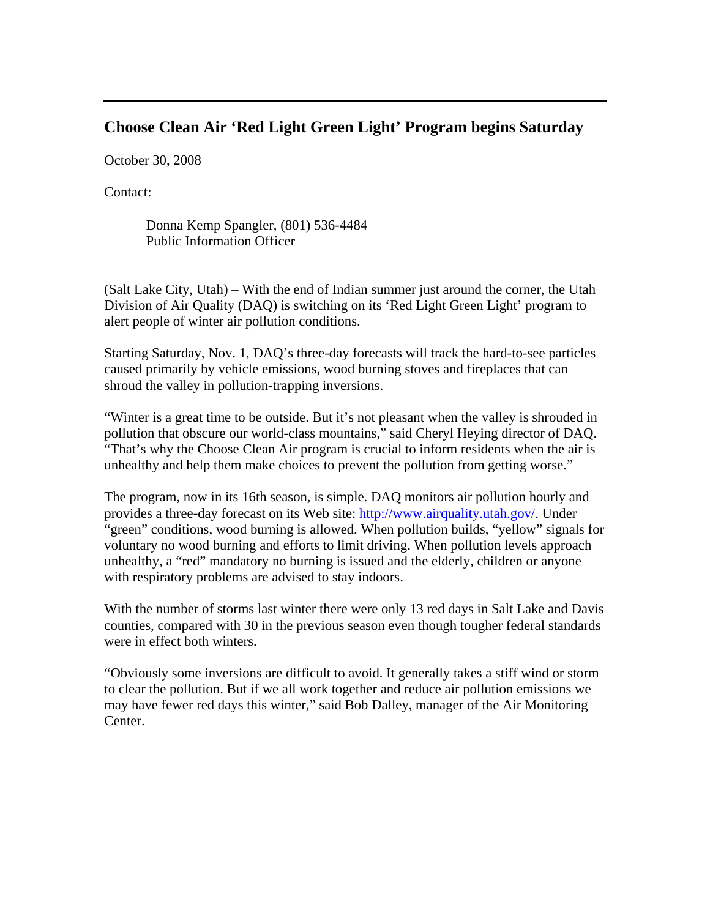## Choose Clean Air 'Red Light Green Light' Program begins Saturday

October 30, 2008

Contact:

> Donna Kemp Spangler, (801) 536-4484
> Public Information Officer

(Salt Lake City, Utah) – With the end of Indian summer just around the corner, the Utah Division of Air Quality (DAQ) is switching on its 'Red Light Green Light' program to alert people of winter air pollution conditions.

Starting Saturday, Nov. 1, DAQ's three-day forecasts will track the hard-to-see particles caused primarily by vehicle emissions, wood burning stoves and fireplaces that can shroud the valley in pollution-trapping inversions.

"Winter is a great time to be outside. But it's not pleasant when the valley is shrouded in pollution that obscure our world-class mountains," said Cheryl Heying director of DAQ. "That's why the Choose Clean Air program is crucial to inform residents when the air is unhealthy and help them make choices to prevent the pollution from getting worse."

The program, now in its 16th season, is simple. DAQ monitors air pollution hourly and provides a three-day forecast on its Web site: http://www.airquality.utah.gov/. Under "green" conditions, wood burning is allowed. When pollution builds, "yellow" signals for voluntary no wood burning and efforts to limit driving. When pollution levels approach unhealthy, a "red" mandatory no burning is issued and the elderly, children or anyone with respiratory problems are advised to stay indoors.

With the number of storms last winter there were only 13 red days in Salt Lake and Davis counties, compared with 30 in the previous season even though tougher federal standards were in effect both winters.

"Obviously some inversions are difficult to avoid. It generally takes a stiff wind or storm to clear the pollution. But if we all work together and reduce air pollution emissions we may have fewer red days this winter," said Bob Dalley, manager of the Air Monitoring Center.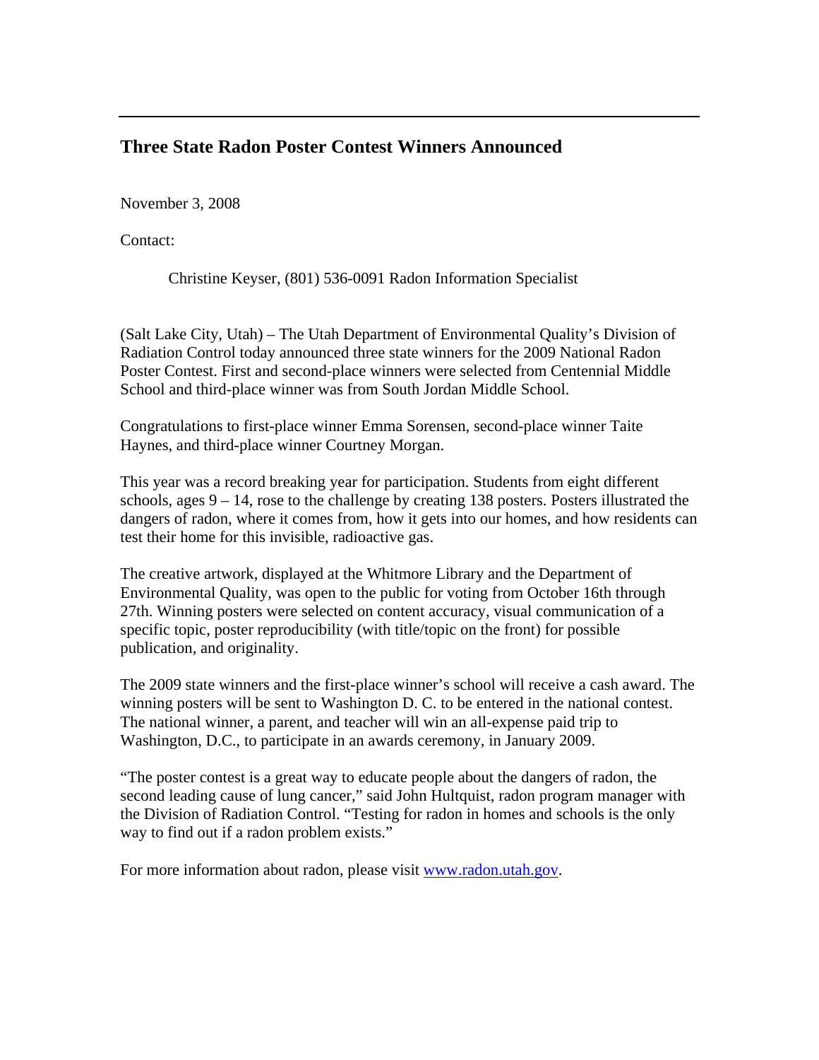## Three State Radon Poster Contest Winners Announced

November 3, 2008

Contact:

Christine Keyser, (801) 536-0091 Radon Information Specialist

(Salt Lake City, Utah) – The Utah Department of Environmental Quality's Division of Radiation Control today announced three state winners for the 2009 National Radon Poster Contest. First and second-place winners were selected from Centennial Middle School and third-place winner was from South Jordan Middle School.

Congratulations to first-place winner Emma Sorensen, second-place winner Taite Haynes, and third-place winner Courtney Morgan.

This year was a record breaking year for participation. Students from eight different schools, ages 9 – 14, rose to the challenge by creating 138 posters. Posters illustrated the dangers of radon, where it comes from, how it gets into our homes, and how residents can test their home for this invisible, radioactive gas.

The creative artwork, displayed at the Whitmore Library and the Department of Environmental Quality, was open to the public for voting from October 16th through 27th. Winning posters were selected on content accuracy, visual communication of a specific topic, poster reproducibility (with title/topic on the front) for possible publication, and originality.

The 2009 state winners and the first-place winner's school will receive a cash award. The winning posters will be sent to Washington D. C. to be entered in the national contest. The national winner, a parent, and teacher will win an all-expense paid trip to Washington, D.C., to participate in an awards ceremony, in January 2009.

"The poster contest is a great way to educate people about the dangers of radon, the second leading cause of lung cancer," said John Hultquist, radon program manager with the Division of Radiation Control. "Testing for radon in homes and schools is the only way to find out if a radon problem exists."

For more information about radon, please visit [www.radon.utah.gov](http://www.radon.utah.gov).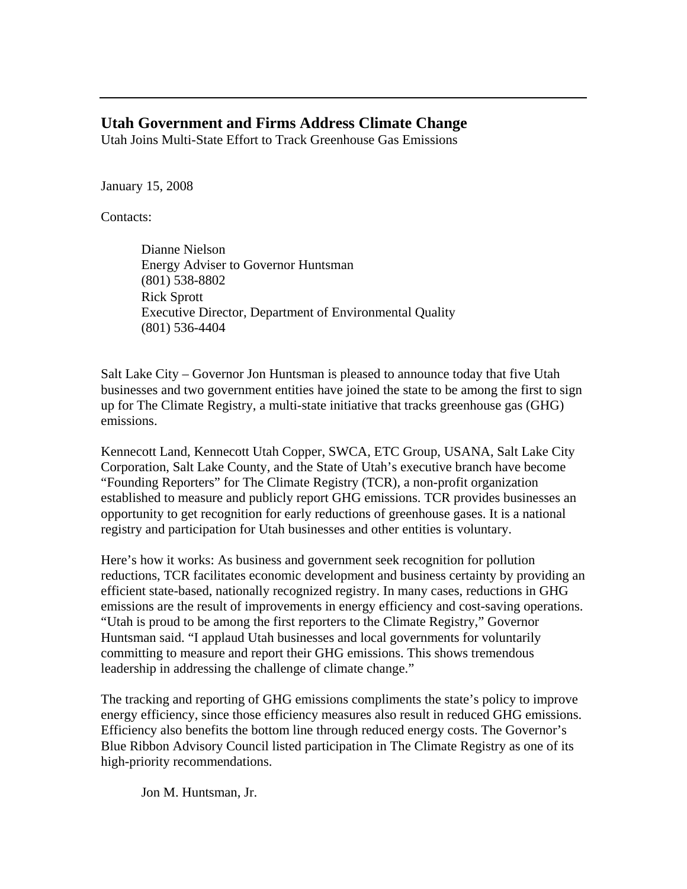---

## Utah Government and Firms Address Climate Change

Utah Joins Multi-State Effort to Track Greenhouse Gas Emissions

January 15, 2008

Contacts:

Dianne Nielson
Energy Adviser to Governor Huntsman
(801) 538-8802
Rick Sprott
Executive Director, Department of Environmental Quality
(801) 536-4404

Salt Lake City – Governor Jon Huntsman is pleased to announce today that five Utah businesses and two government entities have joined the state to be among the first to sign up for The Climate Registry, a multi-state initiative that tracks greenhouse gas (GHG) emissions.

Kennecott Land, Kennecott Utah Copper, SWCA, ETC Group, USANA, Salt Lake City Corporation, Salt Lake County, and the State of Utah's executive branch have become "Founding Reporters" for The Climate Registry (TCR), a non-profit organization established to measure and publicly report GHG emissions. TCR provides businesses an opportunity to get recognition for early reductions of greenhouse gases. It is a national registry and participation for Utah businesses and other entities is voluntary.

Here's how it works: As business and government seek recognition for pollution reductions, TCR facilitates economic development and business certainty by providing an efficient state-based, nationally recognized registry. In many cases, reductions in GHG emissions are the result of improvements in energy efficiency and cost-saving operations. "Utah is proud to be among the first reporters to the Climate Registry," Governor Huntsman said. "I applaud Utah businesses and local governments for voluntarily committing to measure and report their GHG emissions. This shows tremendous leadership in addressing the challenge of climate change."

The tracking and reporting of GHG emissions compliments the state's policy to improve energy efficiency, since those efficiency measures also result in reduced GHG emissions. Efficiency also benefits the bottom line through reduced energy costs. The Governor's Blue Ribbon Advisory Council listed participation in The Climate Registry as one of its high-priority recommendations.

Jon M. Huntsman, Jr.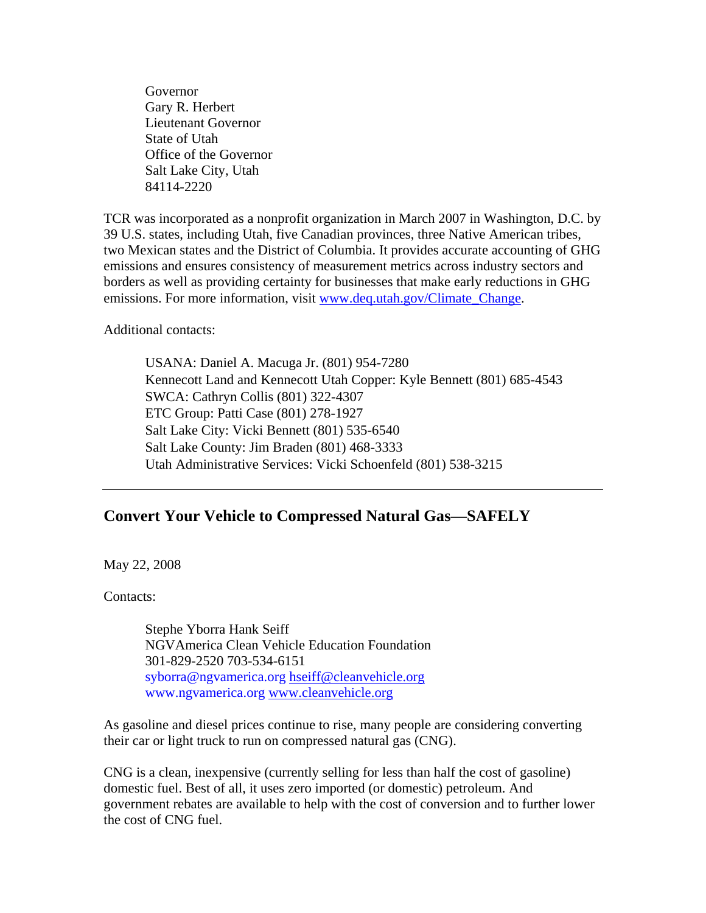Governor
Gary R. Herbert
Lieutenant Governor
State of Utah
Office of the Governor
Salt Lake City, Utah
84114-2220

TCR was incorporated as a nonprofit organization in March 2007 in Washington, D.C. by 39 U.S. states, including Utah, five Canadian provinces, three Native American tribes, two Mexican states and the District of Columbia. It provides accurate accounting of GHG emissions and ensures consistency of measurement metrics across industry sectors and borders as well as providing certainty for businesses that make early reductions in GHG emissions. For more information, visit [www.deq.utah.gov/Climate_Change](http://www.deq.utah.gov/Climate_Change).

Additional contacts:

USANA: Daniel A. Macuga Jr. (801) 954-7280
Kennecott Land and Kennecott Utah Copper: Kyle Bennett (801) 685-4543
SWCA: Cathryn Collis (801) 322-4307
ETC Group: Patti Case (801) 278-1927
Salt Lake City: Vicki Bennett (801) 535-6540
Salt Lake County: Jim Braden (801) 468-3333
Utah Administrative Services: Vicki Schoenfeld (801) 538-3215

---

## Convert Your Vehicle to Compressed Natural Gas—SAFELY

May 22, 2008

Contacts:

Stephe Yborra Hank Seiff
NGVAmerica Clean Vehicle Education Foundation
301-829-2520 703-534-6151
syborra@ngvamerica.org hseiff@cleanvehicle.org
www.ngvamerica.org www.cleanvehicle.org

As gasoline and diesel prices continue to rise, many people are considering converting their car or light truck to run on compressed natural gas (CNG).

CNG is a clean, inexpensive (currently selling for less than half the cost of gasoline) domestic fuel. Best of all, it uses zero imported (or domestic) petroleum. And government rebates are available to help with the cost of conversion and to further lower the cost of CNG fuel.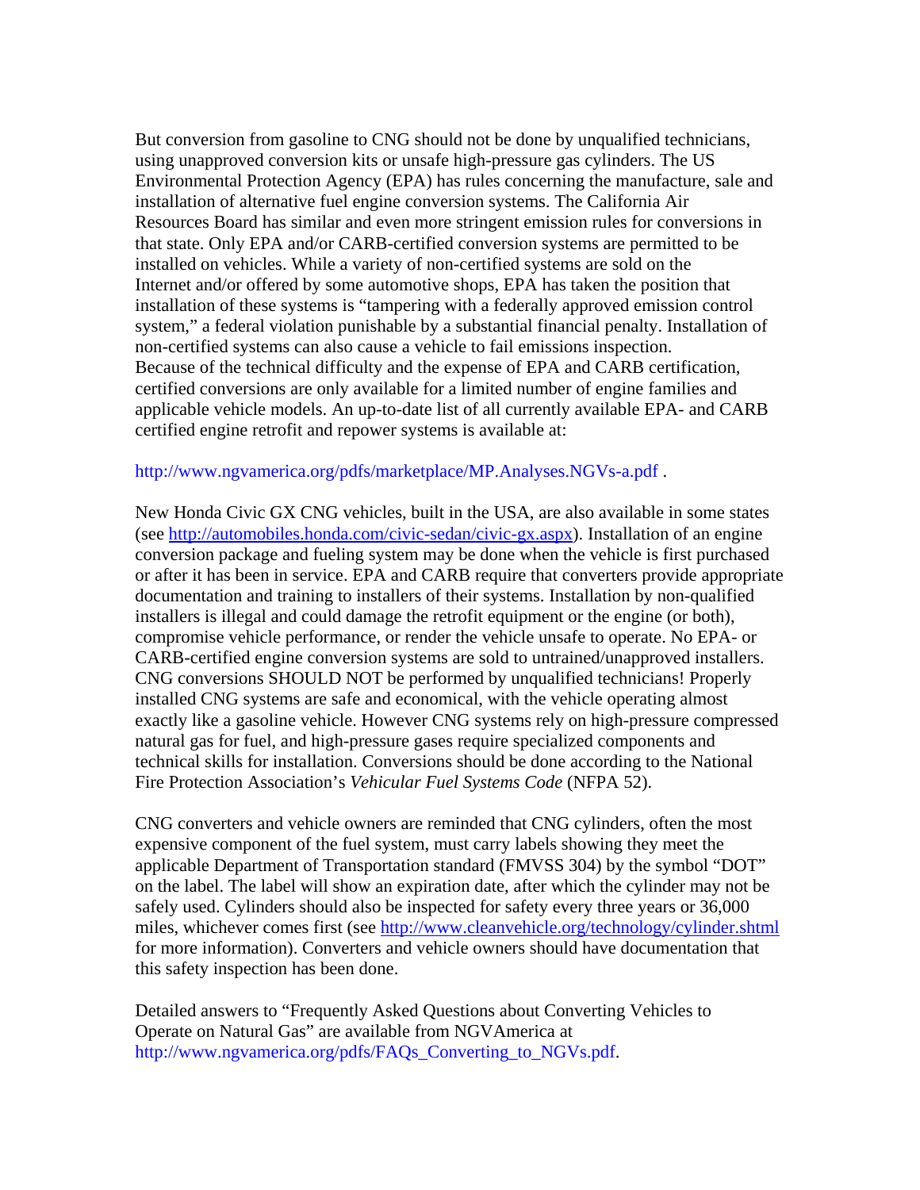But conversion from gasoline to CNG should not be done by unqualified technicians, using unapproved conversion kits or unsafe high-pressure gas cylinders. The US Environmental Protection Agency (EPA) has rules concerning the manufacture, sale and installation of alternative fuel engine conversion systems. The California Air Resources Board has similar and even more stringent emission rules for conversions in that state. Only EPA and/or CARB-certified conversion systems are permitted to be installed on vehicles. While a variety of non-certified systems are sold on the Internet and/or offered by some automotive shops, EPA has taken the position that installation of these systems is "tampering with a federally approved emission control system," a federal violation punishable by a substantial financial penalty. Installation of non-certified systems can also cause a vehicle to fail emissions inspection. Because of the technical difficulty and the expense of EPA and CARB certification, certified conversions are only available for a limited number of engine families and applicable vehicle models. An up-to-date list of all currently available EPA- and CARB certified engine retrofit and repower systems is available at:

http://www.ngvamerica.org/pdfs/marketplace/MP.Analyses.NGVs-a.pdf .

New Honda Civic GX CNG vehicles, built in the USA, are also available in some states (see http://automobiles.honda.com/civic-sedan/civic-gx.aspx). Installation of an engine conversion package and fueling system may be done when the vehicle is first purchased or after it has been in service. EPA and CARB require that converters provide appropriate documentation and training to installers of their systems. Installation by non-qualified installers is illegal and could damage the retrofit equipment or the engine (or both), compromise vehicle performance, or render the vehicle unsafe to operate. No EPA- or CARB-certified engine conversion systems are sold to untrained/unapproved installers. CNG conversions SHOULD NOT be performed by unqualified technicians! Properly installed CNG systems are safe and economical, with the vehicle operating almost exactly like a gasoline vehicle. However CNG systems rely on high-pressure compressed natural gas for fuel, and high-pressure gases require specialized components and technical skills for installation. Conversions should be done according to the National Fire Protection Association's *Vehicular Fuel Systems Code* (NFPA 52).

CNG converters and vehicle owners are reminded that CNG cylinders, often the most expensive component of the fuel system, must carry labels showing they meet the applicable Department of Transportation standard (FMVSS 304) by the symbol "DOT" on the label. The label will show an expiration date, after which the cylinder may not be safely used. Cylinders should also be inspected for safety every three years or 36,000 miles, whichever comes first (see http://www.cleanvehicle.org/technology/cylinder.shtml for more information). Converters and vehicle owners should have documentation that this safety inspection has been done.

Detailed answers to "Frequently Asked Questions about Converting Vehicles to Operate on Natural Gas" are available from NGVAmerica at http://www.ngvamerica.org/pdfs/FAQs_Converting_to_NGVs.pdf.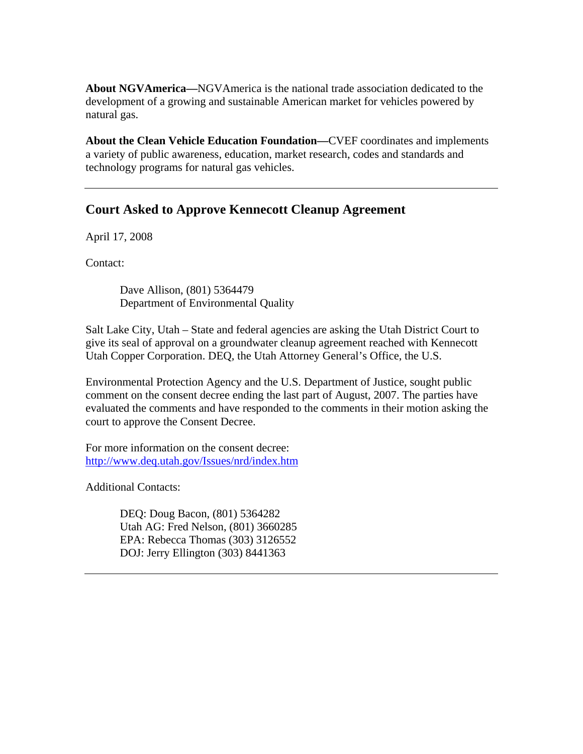**About NGVAmerica—**NGVAmerica is the national trade association dedicated to the development of a growing and sustainable American market for vehicles powered by natural gas.

**About the Clean Vehicle Education Foundation—**CVEF coordinates and implements a variety of public awareness, education, market research, codes and standards and technology programs for natural gas vehicles.

---

## Court Asked to Approve Kennecott Cleanup Agreement

April 17, 2008

Contact:

> Dave Allison, (801) 5364479
> Department of Environmental Quality

Salt Lake City, Utah – State and federal agencies are asking the Utah District Court to give its seal of approval on a groundwater cleanup agreement reached with Kennecott Utah Copper Corporation. DEQ, the Utah Attorney General's Office, the U.S.

Environmental Protection Agency and the U.S. Department of Justice, sought public comment on the consent decree ending the last part of August, 2007. The parties have evaluated the comments and have responded to the comments in their motion asking the court to approve the Consent Decree.

For more information on the consent decree:
http://www.deq.utah.gov/Issues/nrd/index.htm

Additional Contacts:

> DEQ: Doug Bacon, (801) 5364282
> Utah AG: Fred Nelson, (801) 3660285
> EPA: Rebecca Thomas (303) 3126552
> DOJ: Jerry Ellington (303) 8441363

---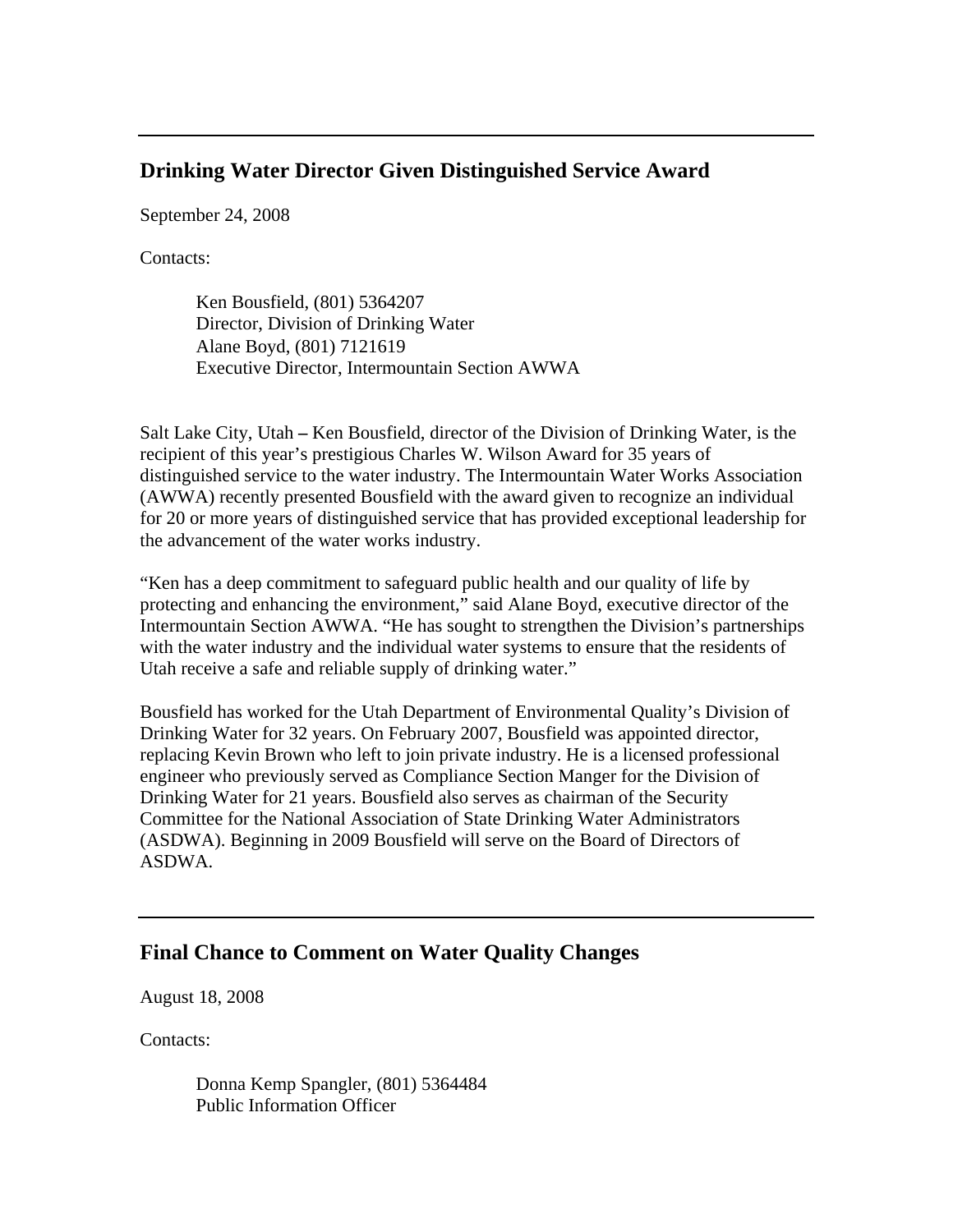---

## Drinking Water Director Given Distinguished Service Award

September 24, 2008

Contacts:

> Ken Bousfield, (801) 5364207
> Director, Division of Drinking Water
> Alane Boyd, (801) 7121619
> Executive Director, Intermountain Section AWWA

Salt Lake City, Utah **–** Ken Bousfield, director of the Division of Drinking Water, is the recipient of this year's prestigious Charles W. Wilson Award for 35 years of distinguished service to the water industry. The Intermountain Water Works Association (AWWA) recently presented Bousfield with the award given to recognize an individual for 20 or more years of distinguished service that has provided exceptional leadership for the advancement of the water works industry.

"Ken has a deep commitment to safeguard public health and our quality of life by protecting and enhancing the environment," said Alane Boyd, executive director of the Intermountain Section AWWA. "He has sought to strengthen the Division's partnerships with the water industry and the individual water systems to ensure that the residents of Utah receive a safe and reliable supply of drinking water."

Bousfield has worked for the Utah Department of Environmental Quality's Division of Drinking Water for 32 years. On February 2007, Bousfield was appointed director, replacing Kevin Brown who left to join private industry. He is a licensed professional engineer who previously served as Compliance Section Manger for the Division of Drinking Water for 21 years. Bousfield also serves as chairman of the Security Committee for the National Association of State Drinking Water Administrators (ASDWA). Beginning in 2009 Bousfield will serve on the Board of Directors of ASDWA.

---

## Final Chance to Comment on Water Quality Changes

August 18, 2008

Contacts:

> Donna Kemp Spangler, (801) 5364484
> Public Information Officer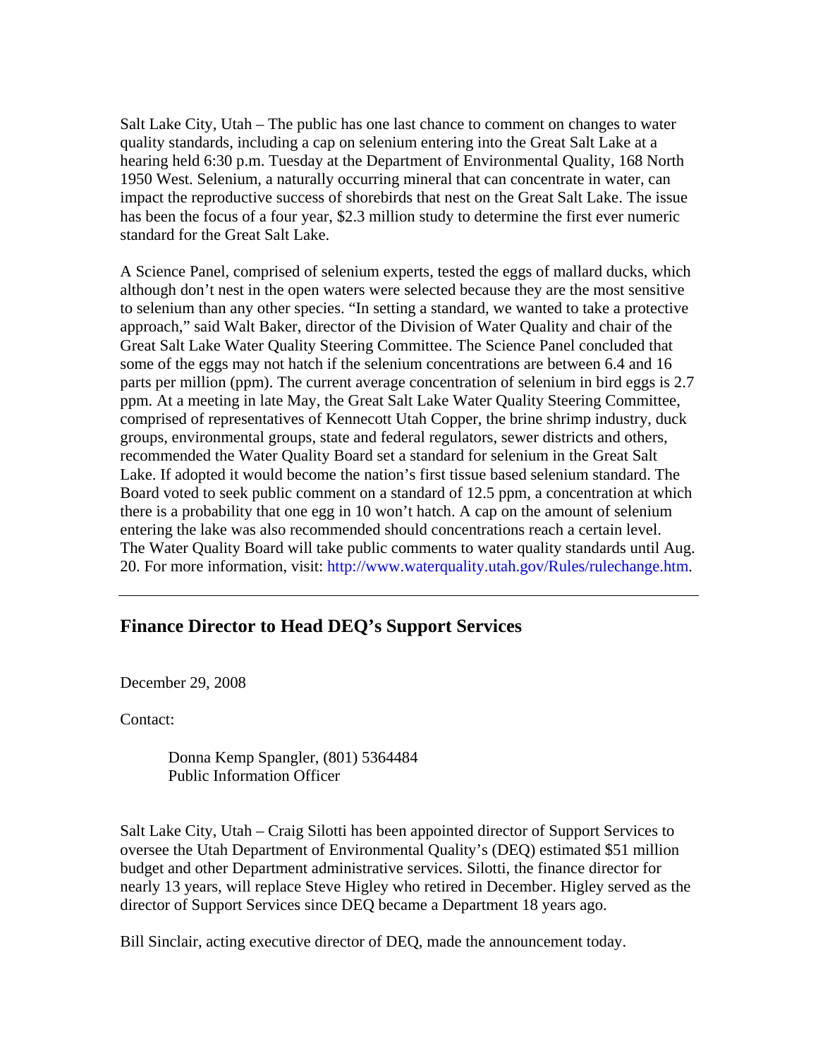Salt Lake City, Utah – The public has one last chance to comment on changes to water quality standards, including a cap on selenium entering into the Great Salt Lake at a hearing held 6:30 p.m. Tuesday at the Department of Environmental Quality, 168 North 1950 West. Selenium, a naturally occurring mineral that can concentrate in water, can impact the reproductive success of shorebirds that nest on the Great Salt Lake. The issue has been the focus of a four year, $2.3 million study to determine the first ever numeric standard for the Great Salt Lake.

A Science Panel, comprised of selenium experts, tested the eggs of mallard ducks, which although don't nest in the open waters were selected because they are the most sensitive to selenium than any other species. "In setting a standard, we wanted to take a protective approach," said Walt Baker, director of the Division of Water Quality and chair of the Great Salt Lake Water Quality Steering Committee. The Science Panel concluded that some of the eggs may not hatch if the selenium concentrations are between 6.4 and 16 parts per million (ppm). The current average concentration of selenium in bird eggs is 2.7 ppm. At a meeting in late May, the Great Salt Lake Water Quality Steering Committee, comprised of representatives of Kennecott Utah Copper, the brine shrimp industry, duck groups, environmental groups, state and federal regulators, sewer districts and others, recommended the Water Quality Board set a standard for selenium in the Great Salt Lake. If adopted it would become the nation's first tissue based selenium standard. The Board voted to seek public comment on a standard of 12.5 ppm, a concentration at which there is a probability that one egg in 10 won't hatch. A cap on the amount of selenium entering the lake was also recommended should concentrations reach a certain level. The Water Quality Board will take public comments to water quality standards until Aug. 20. For more information, visit: http://www.waterquality.utah.gov/Rules/rulechange.htm.

---

## Finance Director to Head DEQ's Support Services

December 29, 2008

Contact:

> Donna Kemp Spangler, (801) 5364484
> Public Information Officer

Salt Lake City, Utah – Craig Silotti has been appointed director of Support Services to oversee the Utah Department of Environmental Quality's (DEQ) estimated $51 million budget and other Department administrative services. Silotti, the finance director for nearly 13 years, will replace Steve Higley who retired in December. Higley served as the director of Support Services since DEQ became a Department 18 years ago.

Bill Sinclair, acting executive director of DEQ, made the announcement today.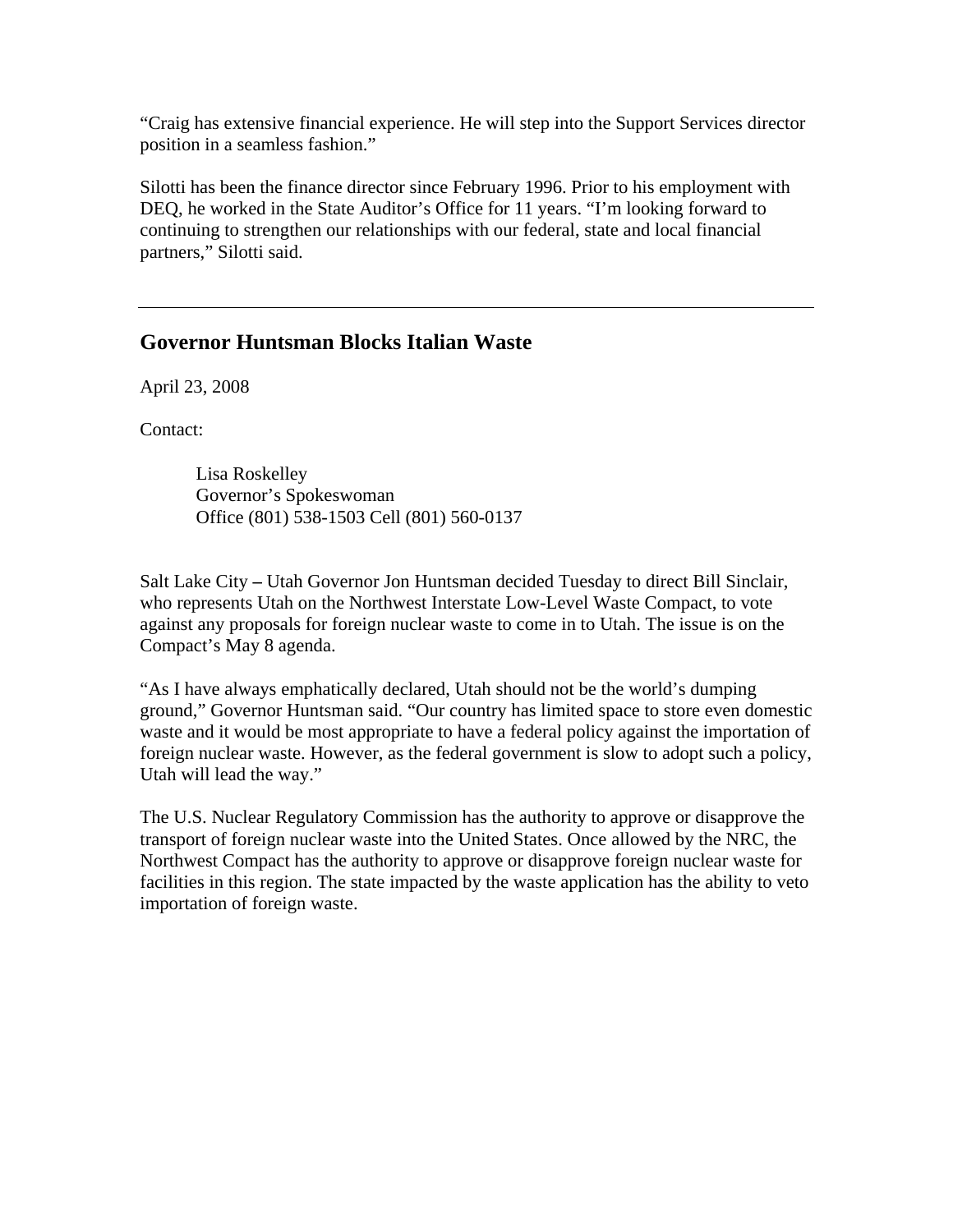"Craig has extensive financial experience. He will step into the Support Services director position in a seamless fashion."

Silotti has been the finance director since February 1996. Prior to his employment with DEQ, he worked in the State Auditor's Office for 11 years. "I'm looking forward to continuing to strengthen our relationships with our federal, state and local financial partners," Silotti said.

---

## Governor Huntsman Blocks Italian Waste

April 23, 2008

Contact:

> Lisa Roskelley
> Governor's Spokeswoman
> Office (801) 538-1503 Cell (801) 560-0137

Salt Lake City – Utah Governor Jon Huntsman decided Tuesday to direct Bill Sinclair, who represents Utah on the Northwest Interstate Low-Level Waste Compact, to vote against any proposals for foreign nuclear waste to come in to Utah. The issue is on the Compact's May 8 agenda.

"As I have always emphatically declared, Utah should not be the world's dumping ground," Governor Huntsman said. "Our country has limited space to store even domestic waste and it would be most appropriate to have a federal policy against the importation of foreign nuclear waste. However, as the federal government is slow to adopt such a policy, Utah will lead the way."

The U.S. Nuclear Regulatory Commission has the authority to approve or disapprove the transport of foreign nuclear waste into the United States. Once allowed by the NRC, the Northwest Compact has the authority to approve or disapprove foreign nuclear waste for facilities in this region. The state impacted by the waste application has the ability to veto importation of foreign waste.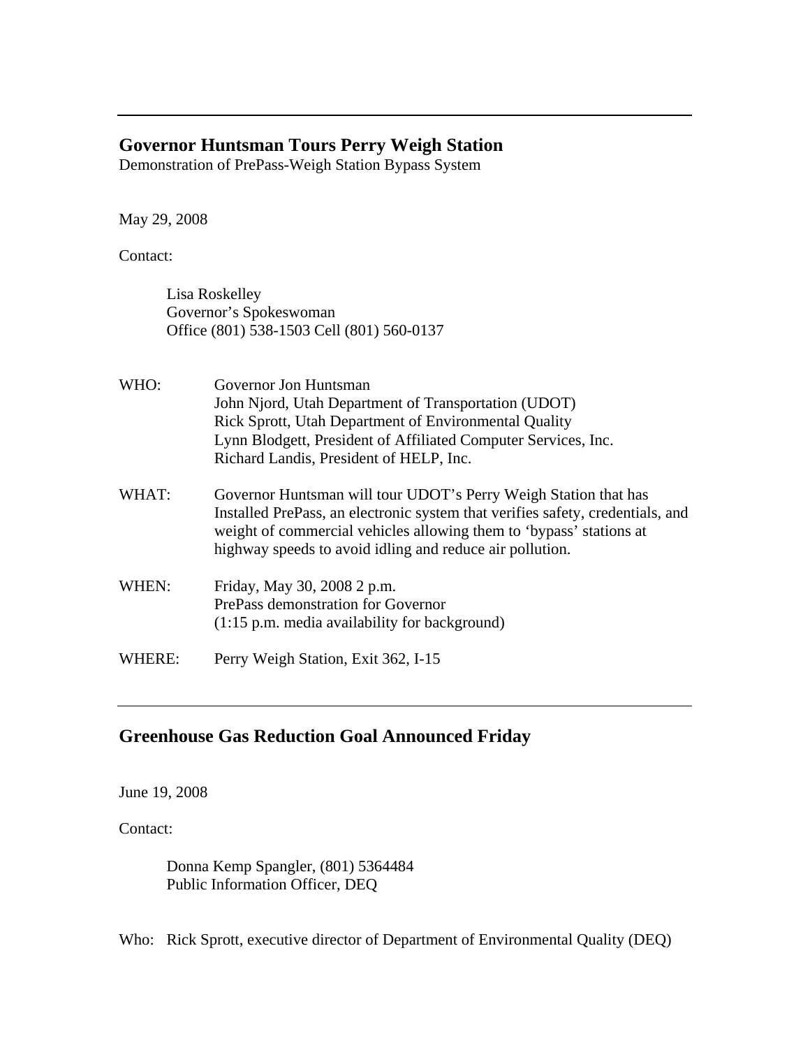---

## Governor Huntsman Tours Perry Weigh Station

Demonstration of PrePass-Weigh Station Bypass System

May 29, 2008

Contact:

Lisa Roskelley
Governor's Spokeswoman
Office (801) 538-1503 Cell (801) 560-0137

| | |
|---|---|
| WHO: | Governor Jon Huntsman<br>John Njord, Utah Department of Transportation (UDOT)<br>Rick Sprott, Utah Department of Environmental Quality<br>Lynn Blodgett, President of Affiliated Computer Services, Inc.<br>Richard Landis, President of HELP, Inc. |
| WHAT: | Governor Huntsman will tour UDOT's Perry Weigh Station that has Installed PrePass, an electronic system that verifies safety, credentials, and weight of commercial vehicles allowing them to 'bypass' stations at highway speeds to avoid idling and reduce air pollution. |
| WHEN: | Friday, May 30, 2008 2 p.m.<br>PrePass demonstration for Governor<br>(1:15 p.m. media availability for background) |
| WHERE: | Perry Weigh Station, Exit 362, I-15 |

---

## Greenhouse Gas Reduction Goal Announced Friday

June 19, 2008

Contact:

Donna Kemp Spangler, (801) 5364484
Public Information Officer, DEQ

Who: Rick Sprott, executive director of Department of Environmental Quality (DEQ)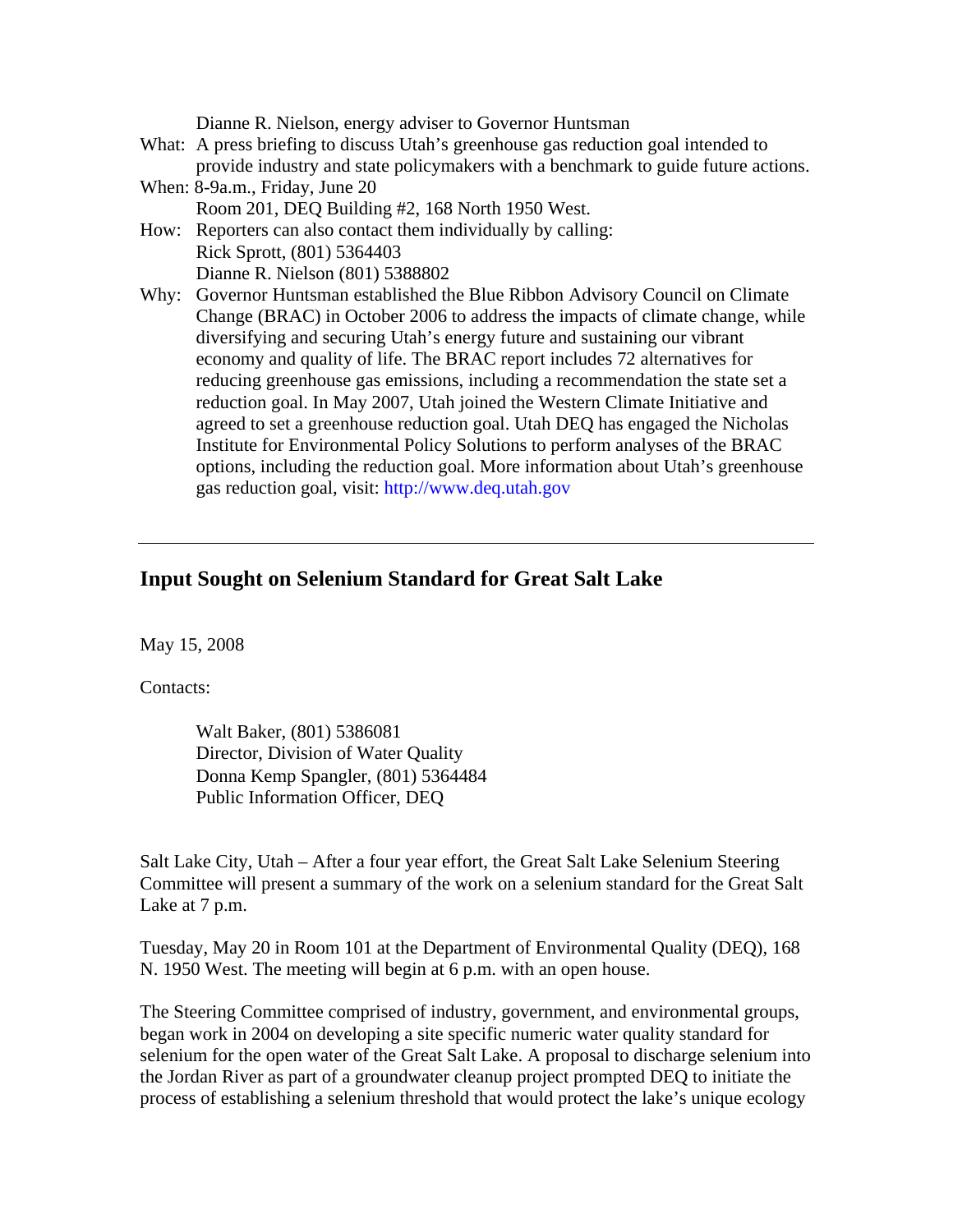Dianne R. Nielson, energy adviser to Governor Huntsman

What: A press briefing to discuss Utah's greenhouse gas reduction goal intended to provide industry and state policymakers with a benchmark to guide future actions.

When: 8-9a.m., Friday, June 20
Room 201, DEQ Building #2, 168 North 1950 West.

How: Reporters can also contact them individually by calling:
Rick Sprott, (801) 5364403
Dianne R. Nielson (801) 5388802

Why: Governor Huntsman established the Blue Ribbon Advisory Council on Climate Change (BRAC) in October 2006 to address the impacts of climate change, while diversifying and securing Utah's energy future and sustaining our vibrant economy and quality of life. The BRAC report includes 72 alternatives for reducing greenhouse gas emissions, including a recommendation the state set a reduction goal. In May 2007, Utah joined the Western Climate Initiative and agreed to set a greenhouse reduction goal. Utah DEQ has engaged the Nicholas Institute for Environmental Policy Solutions to perform analyses of the BRAC options, including the reduction goal. More information about Utah's greenhouse gas reduction goal, visit: http://www.deq.utah.gov

---

## Input Sought on Selenium Standard for Great Salt Lake

May 15, 2008

Contacts:

Walt Baker, (801) 5386081
Director, Division of Water Quality
Donna Kemp Spangler, (801) 5364484
Public Information Officer, DEQ

Salt Lake City, Utah – After a four year effort, the Great Salt Lake Selenium Steering Committee will present a summary of the work on a selenium standard for the Great Salt Lake at 7 p.m.

Tuesday, May 20 in Room 101 at the Department of Environmental Quality (DEQ), 168 N. 1950 West. The meeting will begin at 6 p.m. with an open house.

The Steering Committee comprised of industry, government, and environmental groups, began work in 2004 on developing a site specific numeric water quality standard for selenium for the open water of the Great Salt Lake. A proposal to discharge selenium into the Jordan River as part of a groundwater cleanup project prompted DEQ to initiate the process of establishing a selenium threshold that would protect the lake's unique ecology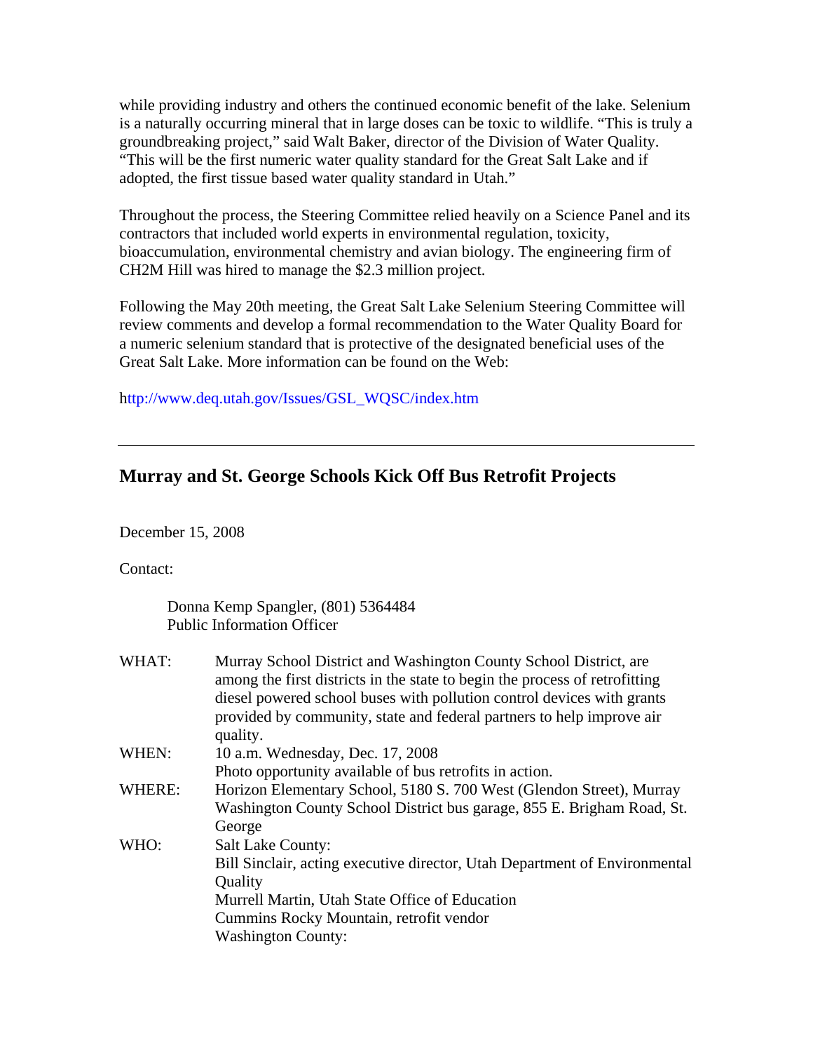while providing industry and others the continued economic benefit of the lake. Selenium is a naturally occurring mineral that in large doses can be toxic to wildlife. “This is truly a groundbreaking project,” said Walt Baker, director of the Division of Water Quality. “This will be the first numeric water quality standard for the Great Salt Lake and if adopted, the first tissue based water quality standard in Utah.”

Throughout the process, the Steering Committee relied heavily on a Science Panel and its contractors that included world experts in environmental regulation, toxicity, bioaccumulation, environmental chemistry and avian biology. The engineering firm of CH2M Hill was hired to manage the $2.3 million project.

Following the May 20th meeting, the Great Salt Lake Selenium Steering Committee will review comments and develop a formal recommendation to the Water Quality Board for a numeric selenium standard that is protective of the designated beneficial uses of the Great Salt Lake. More information can be found on the Web:

http://www.deq.utah.gov/Issues/GSL_WQSC/index.htm

---

## Murray and St. George Schools Kick Off Bus Retrofit Projects

December 15, 2008

Contact:

Donna Kemp Spangler, (801) 5364484
Public Information Officer

| | |
|---|---|
| WHAT: | Murray School District and Washington County School District, are among the first districts in the state to begin the process of retrofitting diesel powered school buses with pollution control devices with grants provided by community, state and federal partners to help improve air quality. |
| WHEN: | 10 a.m. Wednesday, Dec. 17, 2008<br>Photo opportunity available of bus retrofits in action. |
| WHERE: | Horizon Elementary School, 5180 S. 700 West (Glendon Street), Murray<br>Washington County School District bus garage, 855 E. Brigham Road, St. George |
| WHO: | Salt Lake County:<br>Bill Sinclair, acting executive director, Utah Department of Environmental Quality<br>Murrell Martin, Utah State Office of Education<br>Cummins Rocky Mountain, retrofit vendor<br>Washington County: |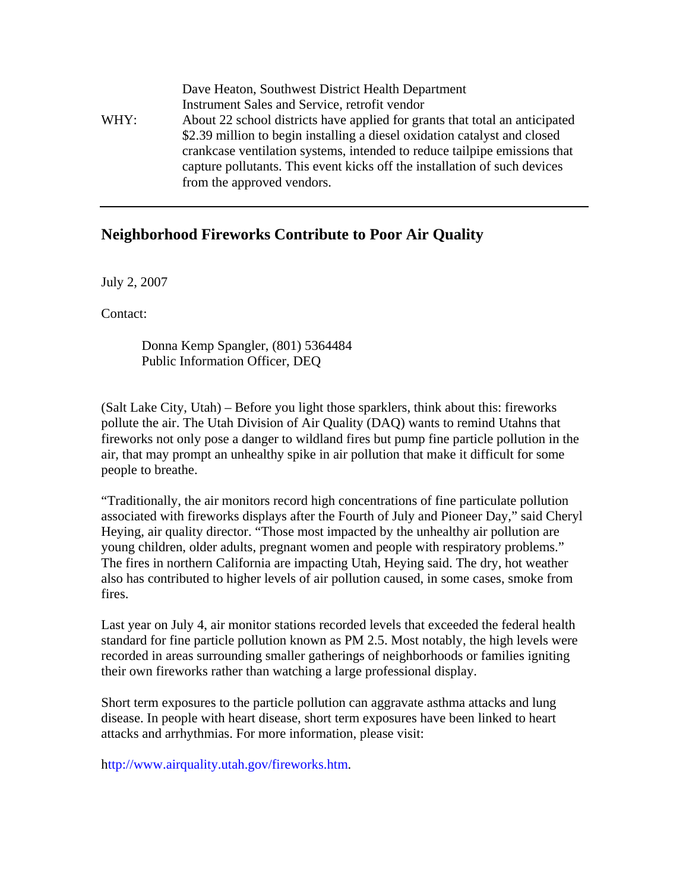Dave Heaton, Southwest District Health Department
Instrument Sales and Service, retrofit vendor

WHY: About 22 school districts have applied for grants that total an anticipated $2.39 million to begin installing a diesel oxidation catalyst and closed crankcase ventilation systems, intended to reduce tailpipe emissions that capture pollutants. This event kicks off the installation of such devices from the approved vendors.

---

## Neighborhood Fireworks Contribute to Poor Air Quality

July 2, 2007

Contact:

Donna Kemp Spangler, (801) 5364484
Public Information Officer, DEQ

(Salt Lake City, Utah) – Before you light those sparklers, think about this: fireworks pollute the air. The Utah Division of Air Quality (DAQ) wants to remind Utahns that fireworks not only pose a danger to wildland fires but pump fine particle pollution in the air, that may prompt an unhealthy spike in air pollution that make it difficult for some people to breathe.

"Traditionally, the air monitors record high concentrations of fine particulate pollution associated with fireworks displays after the Fourth of July and Pioneer Day," said Cheryl Heying, air quality director. "Those most impacted by the unhealthy air pollution are young children, older adults, pregnant women and people with respiratory problems." The fires in northern California are impacting Utah, Heying said. The dry, hot weather also has contributed to higher levels of air pollution caused, in some cases, smoke from fires.

Last year on July 4, air monitor stations recorded levels that exceeded the federal health standard for fine particle pollution known as PM 2.5. Most notably, the high levels were recorded in areas surrounding smaller gatherings of neighborhoods or families igniting their own fireworks rather than watching a large professional display.

Short term exposures to the particle pollution can aggravate asthma attacks and lung disease. In people with heart disease, short term exposures have been linked to heart attacks and arrhythmias. For more information, please visit:

http://www.airquality.utah.gov/fireworks.htm.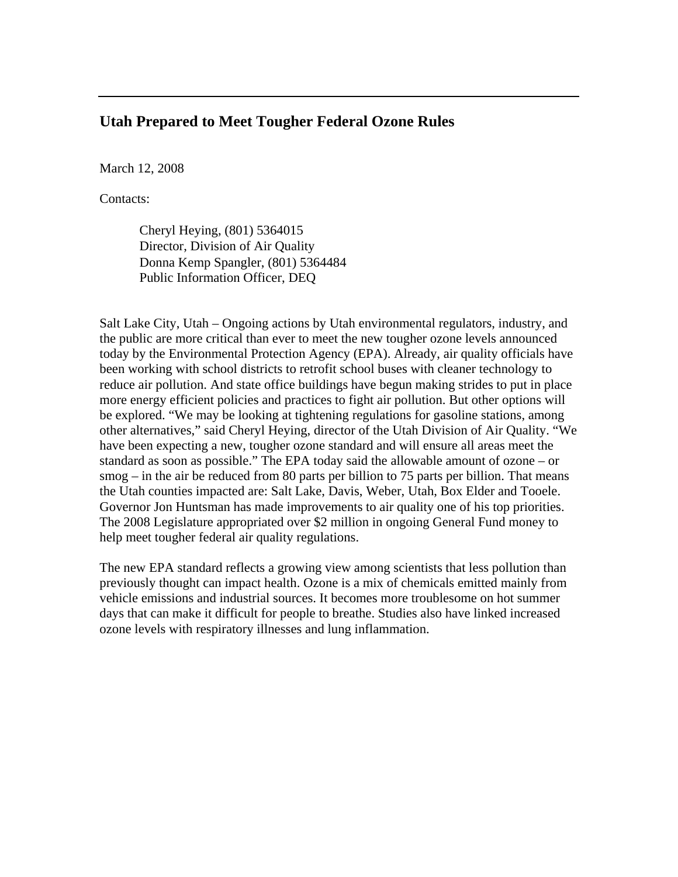## Utah Prepared to Meet Tougher Federal Ozone Rules

March 12, 2008

Contacts:

> Cheryl Heying, (801) 5364015
> Director, Division of Air Quality
> Donna Kemp Spangler, (801) 5364484
> Public Information Officer, DEQ

Salt Lake City, Utah – Ongoing actions by Utah environmental regulators, industry, and the public are more critical than ever to meet the new tougher ozone levels announced today by the Environmental Protection Agency (EPA). Already, air quality officials have been working with school districts to retrofit school buses with cleaner technology to reduce air pollution. And state office buildings have begun making strides to put in place more energy efficient policies and practices to fight air pollution. But other options will be explored. “We may be looking at tightening regulations for gasoline stations, among other alternatives,” said Cheryl Heying, director of the Utah Division of Air Quality. “We have been expecting a new, tougher ozone standard and will ensure all areas meet the standard as soon as possible.” The EPA today said the allowable amount of ozone – or smog – in the air be reduced from 80 parts per billion to 75 parts per billion. That means the Utah counties impacted are: Salt Lake, Davis, Weber, Utah, Box Elder and Tooele. Governor Jon Huntsman has made improvements to air quality one of his top priorities. The 2008 Legislature appropriated over $2 million in ongoing General Fund money to help meet tougher federal air quality regulations.

The new EPA standard reflects a growing view among scientists that less pollution than previously thought can impact health. Ozone is a mix of chemicals emitted mainly from vehicle emissions and industrial sources. It becomes more troublesome on hot summer days that can make it difficult for people to breathe. Studies also have linked increased ozone levels with respiratory illnesses and lung inflammation.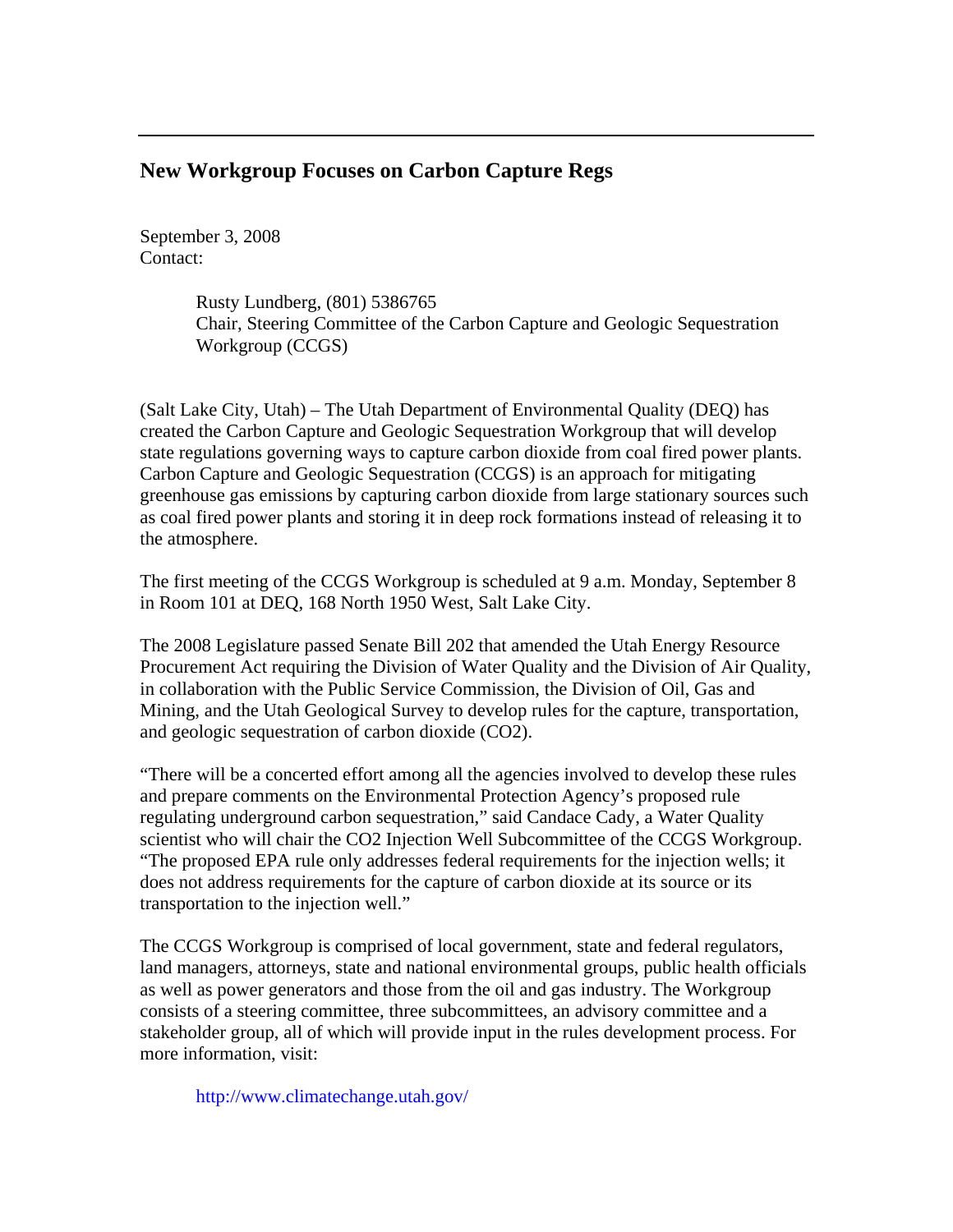## New Workgroup Focuses on Carbon Capture Regs

September 3, 2008
Contact:

> Rusty Lundberg, (801) 5386765
> Chair, Steering Committee of the Carbon Capture and Geologic Sequestration Workgroup (CCGS)

(Salt Lake City, Utah) – The Utah Department of Environmental Quality (DEQ) has created the Carbon Capture and Geologic Sequestration Workgroup that will develop state regulations governing ways to capture carbon dioxide from coal fired power plants. Carbon Capture and Geologic Sequestration (CCGS) is an approach for mitigating greenhouse gas emissions by capturing carbon dioxide from large stationary sources such as coal fired power plants and storing it in deep rock formations instead of releasing it to the atmosphere.

The first meeting of the CCGS Workgroup is scheduled at 9 a.m. Monday, September 8 in Room 101 at DEQ, 168 North 1950 West, Salt Lake City.

The 2008 Legislature passed Senate Bill 202 that amended the Utah Energy Resource Procurement Act requiring the Division of Water Quality and the Division of Air Quality, in collaboration with the Public Service Commission, the Division of Oil, Gas and Mining, and the Utah Geological Survey to develop rules for the capture, transportation, and geologic sequestration of carbon dioxide ($CO_2$).

"There will be a concerted effort among all the agencies involved to develop these rules and prepare comments on the Environmental Protection Agency's proposed rule regulating underground carbon sequestration," said Candace Cady, a Water Quality scientist who will chair the $CO_2$ Injection Well Subcommittee of the CCGS Workgroup. "The proposed EPA rule only addresses federal requirements for the injection wells; it does not address requirements for the capture of carbon dioxide at its source or its transportation to the injection well."

The CCGS Workgroup is comprised of local government, state and federal regulators, land managers, attorneys, state and national environmental groups, public health officials as well as power generators and those from the oil and gas industry. The Workgroup consists of a steering committee, three subcommittees, an advisory committee and a stakeholder group, all of which will provide input in the rules development process. For more information, visit:

> http://www.climatechange.utah.gov/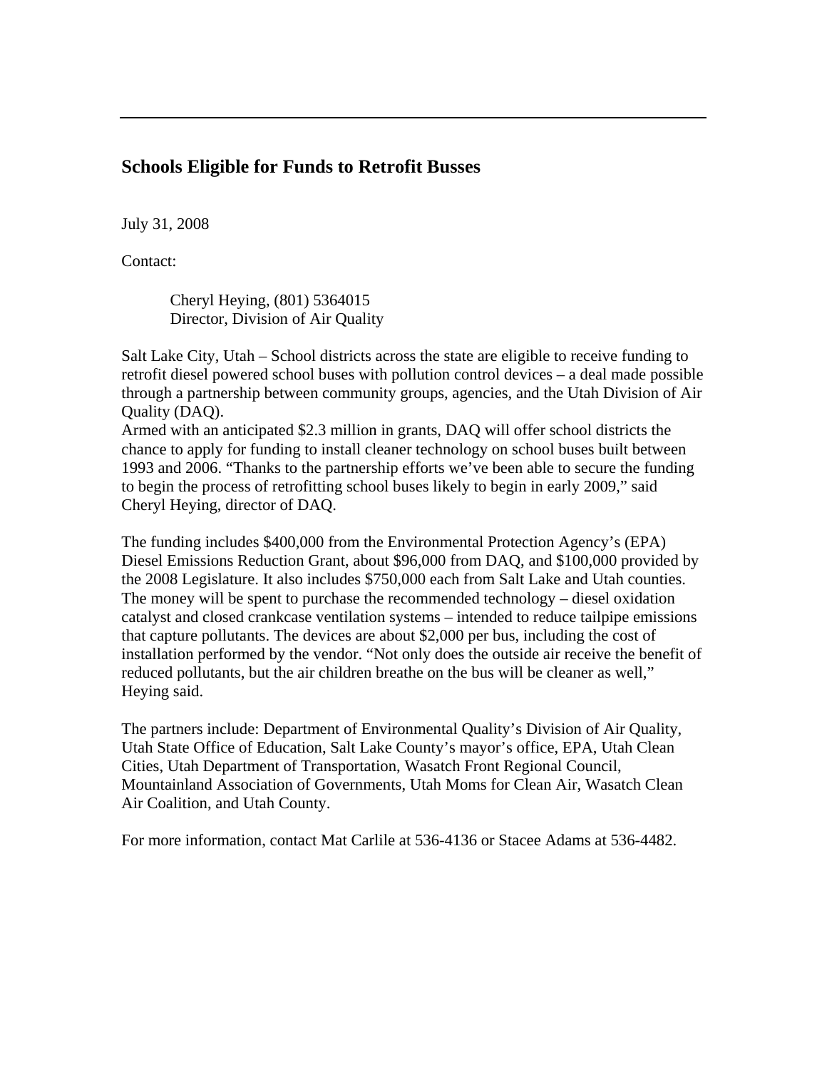## Schools Eligible for Funds to Retrofit Busses

July 31, 2008

Contact:

> Cheryl Heying, (801) 5364015
> Director, Division of Air Quality

Salt Lake City, Utah – School districts across the state are eligible to receive funding to retrofit diesel powered school buses with pollution control devices – a deal made possible through a partnership between community groups, agencies, and the Utah Division of Air Quality (DAQ).
Armed with an anticipated $2.3 million in grants, DAQ will offer school districts the chance to apply for funding to install cleaner technology on school buses built between 1993 and 2006. "Thanks to the partnership efforts we've been able to secure the funding to begin the process of retrofitting school buses likely to begin in early 2009," said Cheryl Heying, director of DAQ.

The funding includes $400,000 from the Environmental Protection Agency's (EPA) Diesel Emissions Reduction Grant, about $96,000 from DAQ, and $100,000 provided by the 2008 Legislature. It also includes $750,000 each from Salt Lake and Utah counties. The money will be spent to purchase the recommended technology – diesel oxidation catalyst and closed crankcase ventilation systems – intended to reduce tailpipe emissions that capture pollutants. The devices are about $2,000 per bus, including the cost of installation performed by the vendor. "Not only does the outside air receive the benefit of reduced pollutants, but the air children breathe on the bus will be cleaner as well," Heying said.

The partners include: Department of Environmental Quality's Division of Air Quality, Utah State Office of Education, Salt Lake County's mayor's office, EPA, Utah Clean Cities, Utah Department of Transportation, Wasatch Front Regional Council, Mountainland Association of Governments, Utah Moms for Clean Air, Wasatch Clean Air Coalition, and Utah County.

For more information, contact Mat Carlile at 536-4136 or Stacee Adams at 536-4482.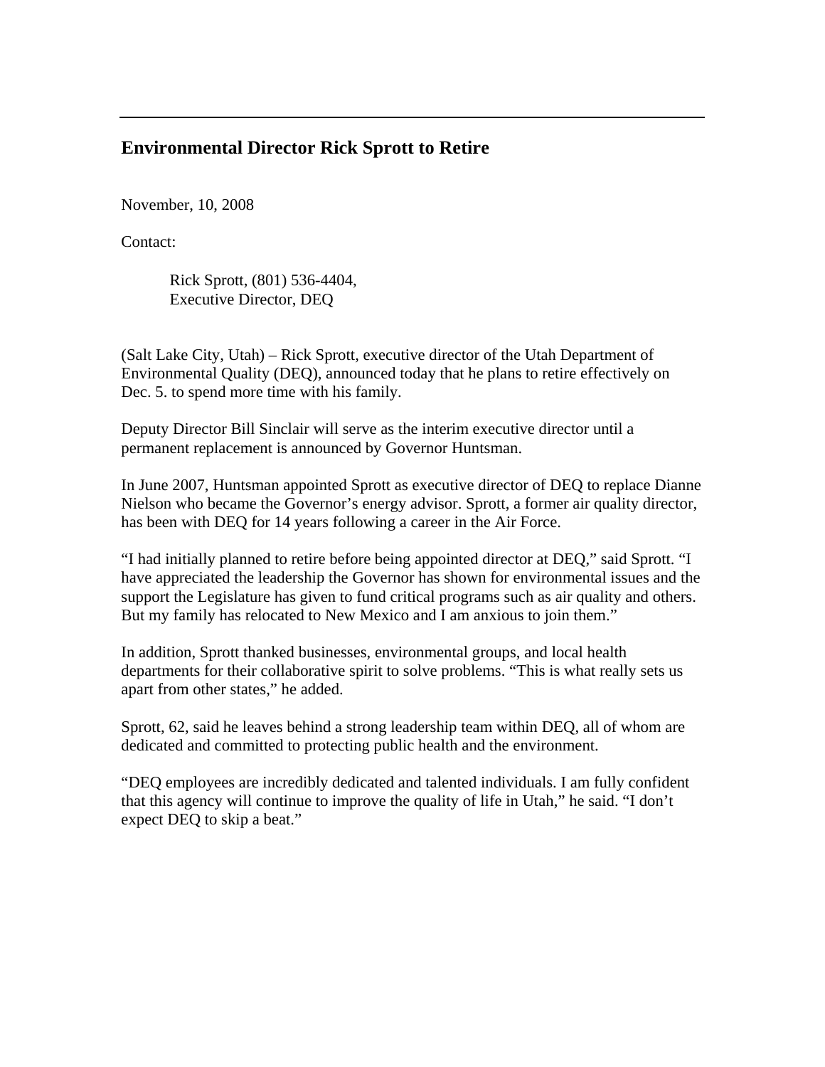## Environmental Director Rick Sprott to Retire

November, 10, 2008

Contact:

Rick Sprott, (801) 536-4404,
Executive Director, DEQ

(Salt Lake City, Utah) – Rick Sprott, executive director of the Utah Department of Environmental Quality (DEQ), announced today that he plans to retire effectively on Dec. 5. to spend more time with his family.

Deputy Director Bill Sinclair will serve as the interim executive director until a permanent replacement is announced by Governor Huntsman.

In June 2007, Huntsman appointed Sprott as executive director of DEQ to replace Dianne Nielson who became the Governor's energy advisor. Sprott, a former air quality director, has been with DEQ for 14 years following a career in the Air Force.

"I had initially planned to retire before being appointed director at DEQ," said Sprott. "I have appreciated the leadership the Governor has shown for environmental issues and the support the Legislature has given to fund critical programs such as air quality and others. But my family has relocated to New Mexico and I am anxious to join them."

In addition, Sprott thanked businesses, environmental groups, and local health departments for their collaborative spirit to solve problems. "This is what really sets us apart from other states," he added.

Sprott, 62, said he leaves behind a strong leadership team within DEQ, all of whom are dedicated and committed to protecting public health and the environment.

"DEQ employees are incredibly dedicated and talented individuals. I am fully confident that this agency will continue to improve the quality of life in Utah," he said. "I don't expect DEQ to skip a beat."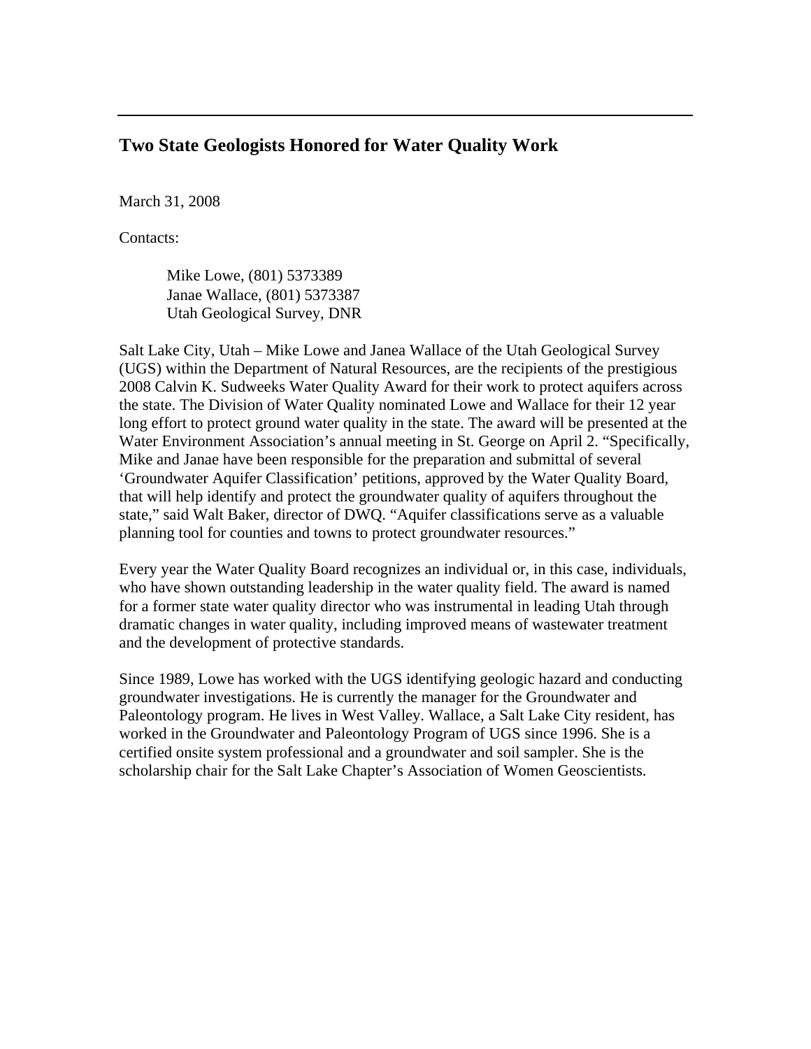## Two State Geologists Honored for Water Quality Work

March 31, 2008

Contacts:

> Mike Lowe, (801) 5373389
> Janae Wallace, (801) 5373387
> Utah Geological Survey, DNR

Salt Lake City, Utah – Mike Lowe and Janea Wallace of the Utah Geological Survey (UGS) within the Department of Natural Resources, are the recipients of the prestigious 2008 Calvin K. Sudweeks Water Quality Award for their work to protect aquifers across the state. The Division of Water Quality nominated Lowe and Wallace for their 12 year long effort to protect ground water quality in the state. The award will be presented at the Water Environment Association's annual meeting in St. George on April 2. "Specifically, Mike and Janae have been responsible for the preparation and submittal of several 'Groundwater Aquifer Classification' petitions, approved by the Water Quality Board, that will help identify and protect the groundwater quality of aquifers throughout the state," said Walt Baker, director of DWQ. "Aquifer classifications serve as a valuable planning tool for counties and towns to protect groundwater resources."

Every year the Water Quality Board recognizes an individual or, in this case, individuals, who have shown outstanding leadership in the water quality field. The award is named for a former state water quality director who was instrumental in leading Utah through dramatic changes in water quality, including improved means of wastewater treatment and the development of protective standards.

Since 1989, Lowe has worked with the UGS identifying geologic hazard and conducting groundwater investigations. He is currently the manager for the Groundwater and Paleontology program. He lives in West Valley. Wallace, a Salt Lake City resident, has worked in the Groundwater and Paleontology Program of UGS since 1996. She is a certified onsite system professional and a groundwater and soil sampler. She is the scholarship chair for the Salt Lake Chapter's Association of Women Geoscientists.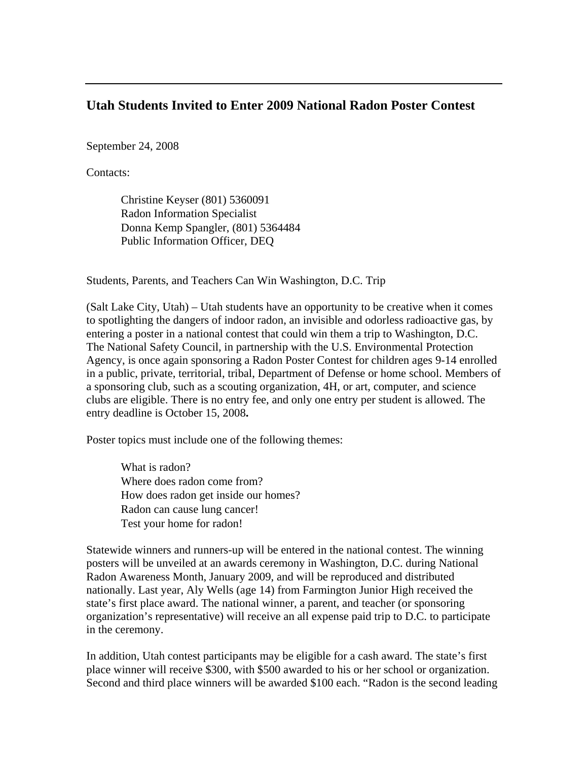## Utah Students Invited to Enter 2009 National Radon Poster Contest

September 24, 2008

Contacts:

> Christine Keyser (801) 5360091
> Radon Information Specialist
> Donna Kemp Spangler, (801) 5364484
> Public Information Officer, DEQ

Students, Parents, and Teachers Can Win Washington, D.C. Trip

(Salt Lake City, Utah) – Utah students have an opportunity to be creative when it comes to spotlighting the dangers of indoor radon, an invisible and odorless radioactive gas, by entering a poster in a national contest that could win them a trip to Washington, D.C. The National Safety Council, in partnership with the U.S. Environmental Protection Agency, is once again sponsoring a Radon Poster Contest for children ages 9-14 enrolled in a public, private, territorial, tribal, Department of Defense or home school. Members of a sponsoring club, such as a scouting organization, 4H, or art, computer, and science clubs are eligible. There is no entry fee, and only one entry per student is allowed. The entry deadline is October 15, 2008**.**

Poster topics must include one of the following themes:

> What is radon?
> Where does radon come from?
> How does radon get inside our homes?
> Radon can cause lung cancer!
> Test your home for radon!

Statewide winners and runners-up will be entered in the national contest. The winning posters will be unveiled at an awards ceremony in Washington, D.C. during National Radon Awareness Month, January 2009, and will be reproduced and distributed nationally. Last year, Aly Wells (age 14) from Farmington Junior High received the state's first place award. The national winner, a parent, and teacher (or sponsoring organization's representative) will receive an all expense paid trip to D.C. to participate in the ceremony.

In addition, Utah contest participants may be eligible for a cash award. The state's first place winner will receive $300, with $500 awarded to his or her school or organization. Second and third place winners will be awarded $100 each. "Radon is the second leading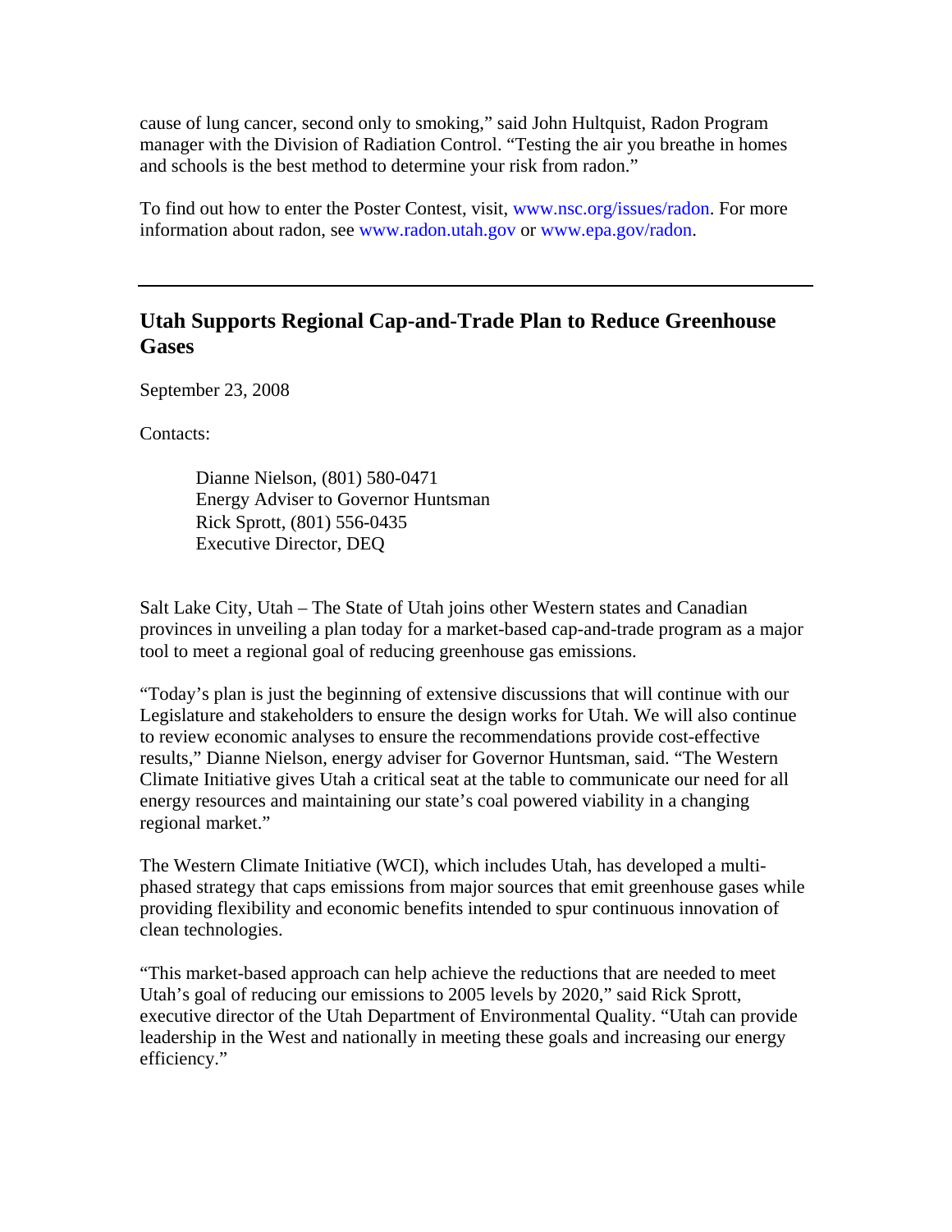cause of lung cancer, second only to smoking," said John Hultquist, Radon Program manager with the Division of Radiation Control. "Testing the air you breathe in homes and schools is the best method to determine your risk from radon."

To find out how to enter the Poster Contest, visit, www.nsc.org/issues/radon. For more information about radon, see www.radon.utah.gov or www.epa.gov/radon.

---

## Utah Supports Regional Cap-and-Trade Plan to Reduce Greenhouse Gases

September 23, 2008

Contacts:

> Dianne Nielson, (801) 580-0471
> Energy Adviser to Governor Huntsman
> Rick Sprott, (801) 556-0435
> Executive Director, DEQ

Salt Lake City, Utah – The State of Utah joins other Western states and Canadian provinces in unveiling a plan today for a market-based cap-and-trade program as a major tool to meet a regional goal of reducing greenhouse gas emissions.

"Today's plan is just the beginning of extensive discussions that will continue with our Legislature and stakeholders to ensure the design works for Utah. We will also continue to review economic analyses to ensure the recommendations provide cost-effective results," Dianne Nielson, energy adviser for Governor Huntsman, said. "The Western Climate Initiative gives Utah a critical seat at the table to communicate our need for all energy resources and maintaining our state's coal powered viability in a changing regional market."

The Western Climate Initiative (WCI), which includes Utah, has developed a multi-phased strategy that caps emissions from major sources that emit greenhouse gases while providing flexibility and economic benefits intended to spur continuous innovation of clean technologies.

"This market-based approach can help achieve the reductions that are needed to meet Utah's goal of reducing our emissions to 2005 levels by 2020," said Rick Sprott, executive director of the Utah Department of Environmental Quality. "Utah can provide leadership in the West and nationally in meeting these goals and increasing our energy efficiency."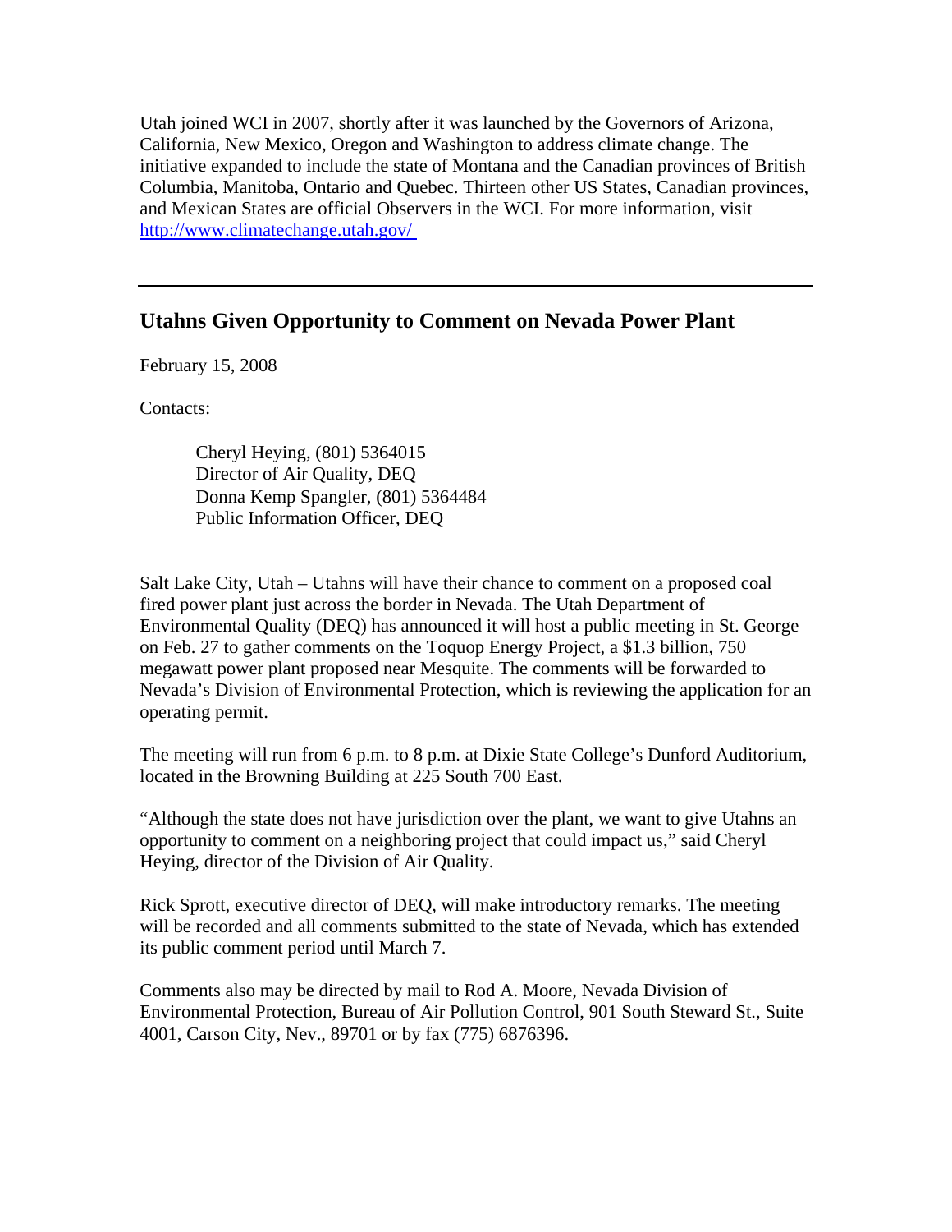Utah joined WCI in 2007, shortly after it was launched by the Governors of Arizona, California, New Mexico, Oregon and Washington to address climate change. The initiative expanded to include the state of Montana and the Canadian provinces of British Columbia, Manitoba, Ontario and Quebec. Thirteen other US States, Canadian provinces, and Mexican States are official Observers in the WCI. For more information, visit [http://www.climatechange.utah.gov/](http://www.climatechange.utah.gov/)

---

## Utahns Given Opportunity to Comment on Nevada Power Plant

February 15, 2008

Contacts:

> Cheryl Heying, (801) 5364015
> Director of Air Quality, DEQ
> Donna Kemp Spangler, (801) 5364484
> Public Information Officer, DEQ

Salt Lake City, Utah – Utahns will have their chance to comment on a proposed coal fired power plant just across the border in Nevada. The Utah Department of Environmental Quality (DEQ) has announced it will host a public meeting in St. George on Feb. 27 to gather comments on the Toquop Energy Project, a $1.3 billion, 750 megawatt power plant proposed near Mesquite. The comments will be forwarded to Nevada's Division of Environmental Protection, which is reviewing the application for an operating permit.

The meeting will run from 6 p.m. to 8 p.m. at Dixie State College's Dunford Auditorium, located in the Browning Building at 225 South 700 East.

"Although the state does not have jurisdiction over the plant, we want to give Utahns an opportunity to comment on a neighboring project that could impact us," said Cheryl Heying, director of the Division of Air Quality.

Rick Sprott, executive director of DEQ, will make introductory remarks. The meeting will be recorded and all comments submitted to the state of Nevada, which has extended its public comment period until March 7.

Comments also may be directed by mail to Rod A. Moore, Nevada Division of Environmental Protection, Bureau of Air Pollution Control, 901 South Steward St., Suite 4001, Carson City, Nev., 89701 or by fax (775) 6876396.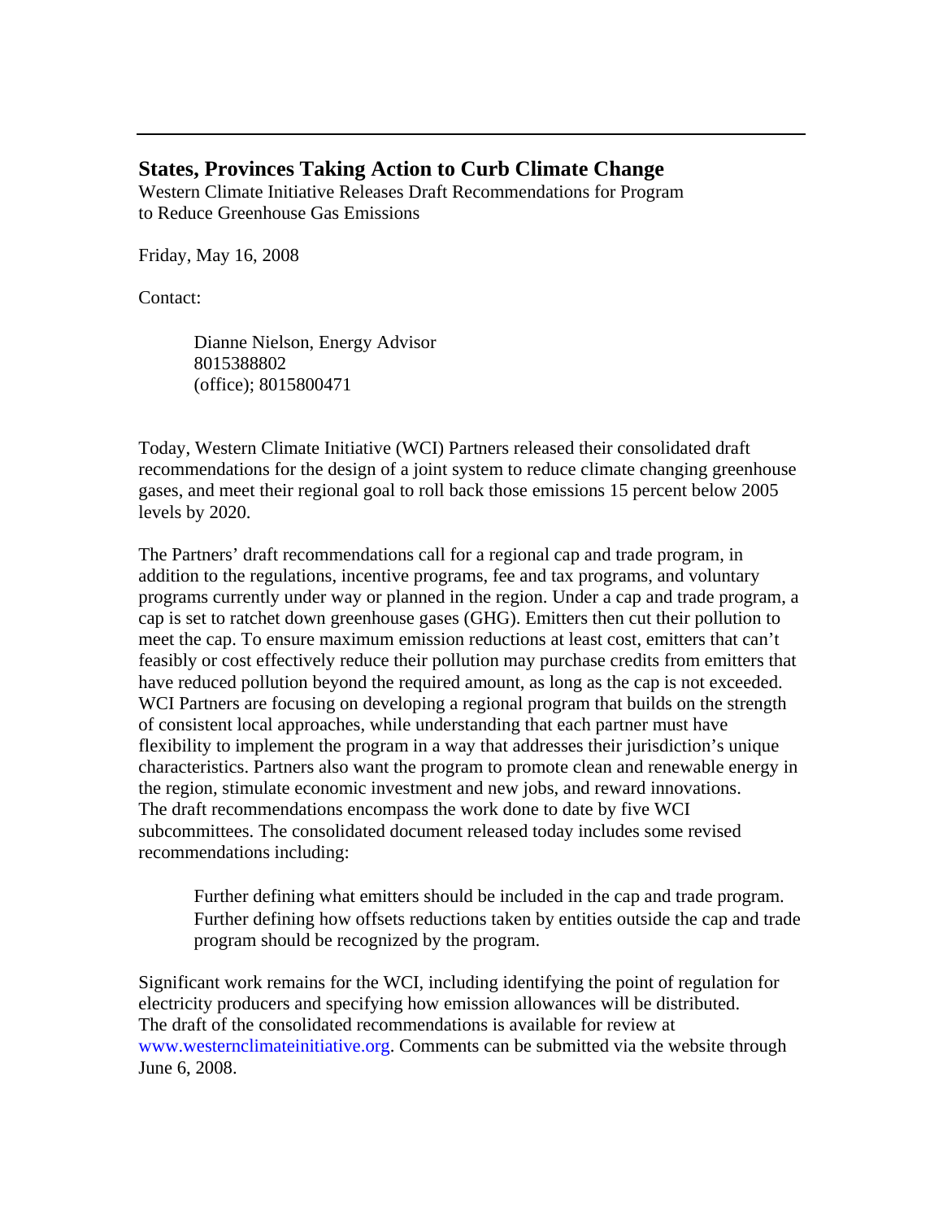---

## States, Provinces Taking Action to Curb Climate Change

Western Climate Initiative Releases Draft Recommendations for Program to Reduce Greenhouse Gas Emissions

Friday, May 16, 2008

Contact:

> Dianne Nielson, Energy Advisor
> 8015388802
> (office); 8015800471

Today, Western Climate Initiative (WCI) Partners released their consolidated draft recommendations for the design of a joint system to reduce climate changing greenhouse gases, and meet their regional goal to roll back those emissions 15 percent below 2005 levels by 2020.

The Partners' draft recommendations call for a regional cap and trade program, in addition to the regulations, incentive programs, fee and tax programs, and voluntary programs currently under way or planned in the region. Under a cap and trade program, a cap is set to ratchet down greenhouse gases (GHG). Emitters then cut their pollution to meet the cap. To ensure maximum emission reductions at least cost, emitters that can't feasibly or cost effectively reduce their pollution may purchase credits from emitters that have reduced pollution beyond the required amount, as long as the cap is not exceeded. WCI Partners are focusing on developing a regional program that builds on the strength of consistent local approaches, while understanding that each partner must have flexibility to implement the program in a way that addresses their jurisdiction's unique characteristics. Partners also want the program to promote clean and renewable energy in the region, stimulate economic investment and new jobs, and reward innovations.
The draft recommendations encompass the work done to date by five WCI subcommittees. The consolidated document released today includes some revised recommendations including:

> Further defining what emitters should be included in the cap and trade program.
> Further defining how offsets reductions taken by entities outside the cap and trade program should be recognized by the program.

Significant work remains for the WCI, including identifying the point of regulation for electricity producers and specifying how emission allowances will be distributed.
The draft of the consolidated recommendations is available for review at www.westernclimateinitiative.org. Comments can be submitted via the website through June 6, 2008.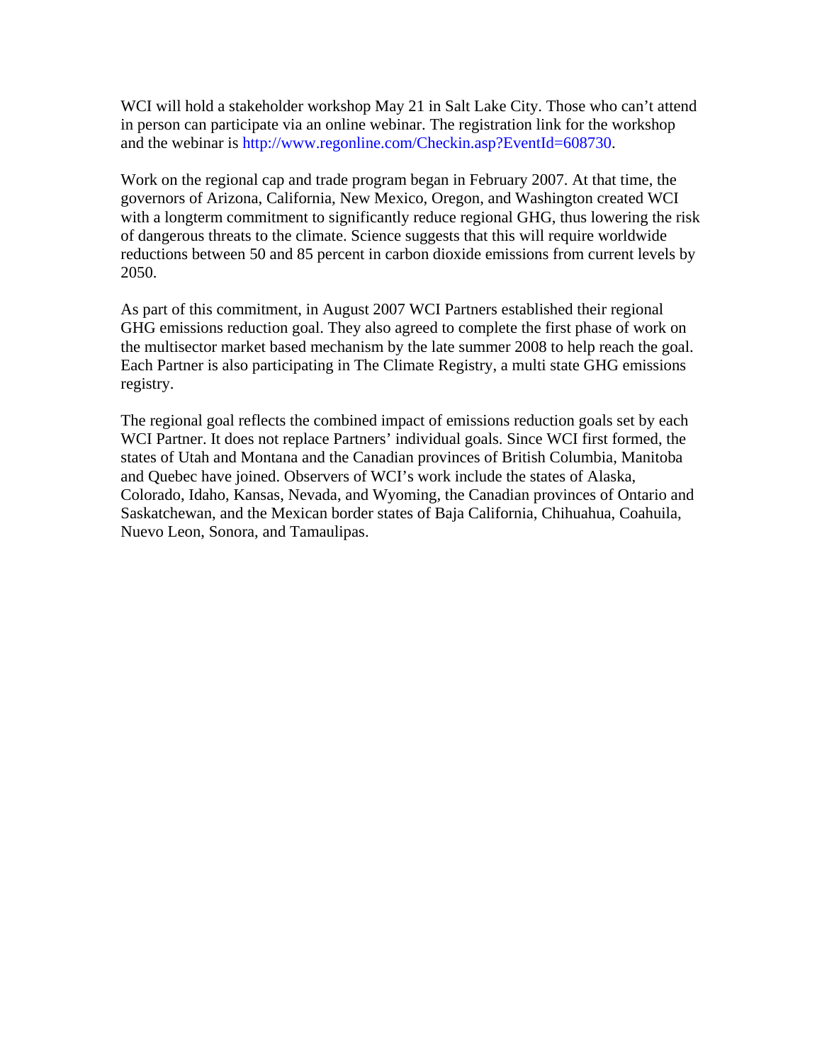WCI will hold a stakeholder workshop May 21 in Salt Lake City. Those who can't attend in person can participate via an online webinar. The registration link for the workshop and the webinar is http://www.regonline.com/Checkin.asp?EventId=608730.

Work on the regional cap and trade program began in February 2007. At that time, the governors of Arizona, California, New Mexico, Oregon, and Washington created WCI with a longterm commitment to significantly reduce regional GHG, thus lowering the risk of dangerous threats to the climate. Science suggests that this will require worldwide reductions between 50 and 85 percent in carbon dioxide emissions from current levels by 2050.

As part of this commitment, in August 2007 WCI Partners established their regional GHG emissions reduction goal. They also agreed to complete the first phase of work on the multisector market based mechanism by the late summer 2008 to help reach the goal. Each Partner is also participating in The Climate Registry, a multi state GHG emissions registry.

The regional goal reflects the combined impact of emissions reduction goals set by each WCI Partner. It does not replace Partners' individual goals. Since WCI first formed, the states of Utah and Montana and the Canadian provinces of British Columbia, Manitoba and Quebec have joined. Observers of WCI's work include the states of Alaska, Colorado, Idaho, Kansas, Nevada, and Wyoming, the Canadian provinces of Ontario and Saskatchewan, and the Mexican border states of Baja California, Chihuahua, Coahuila, Nuevo Leon, Sonora, and Tamaulipas.